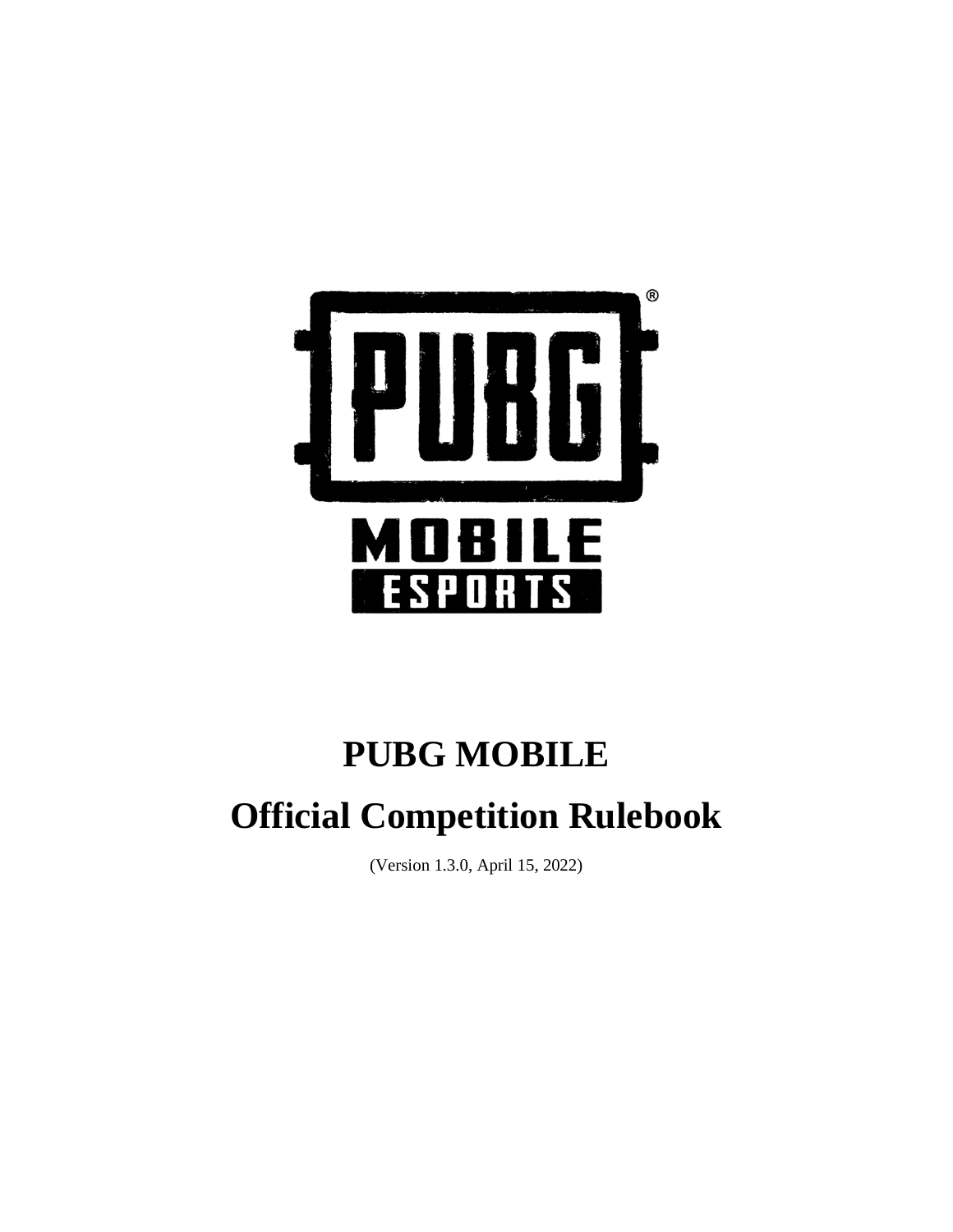# PUBG MOBILE

# Official Competition Rulebook

(Version 1.3.0, April 15, 2022)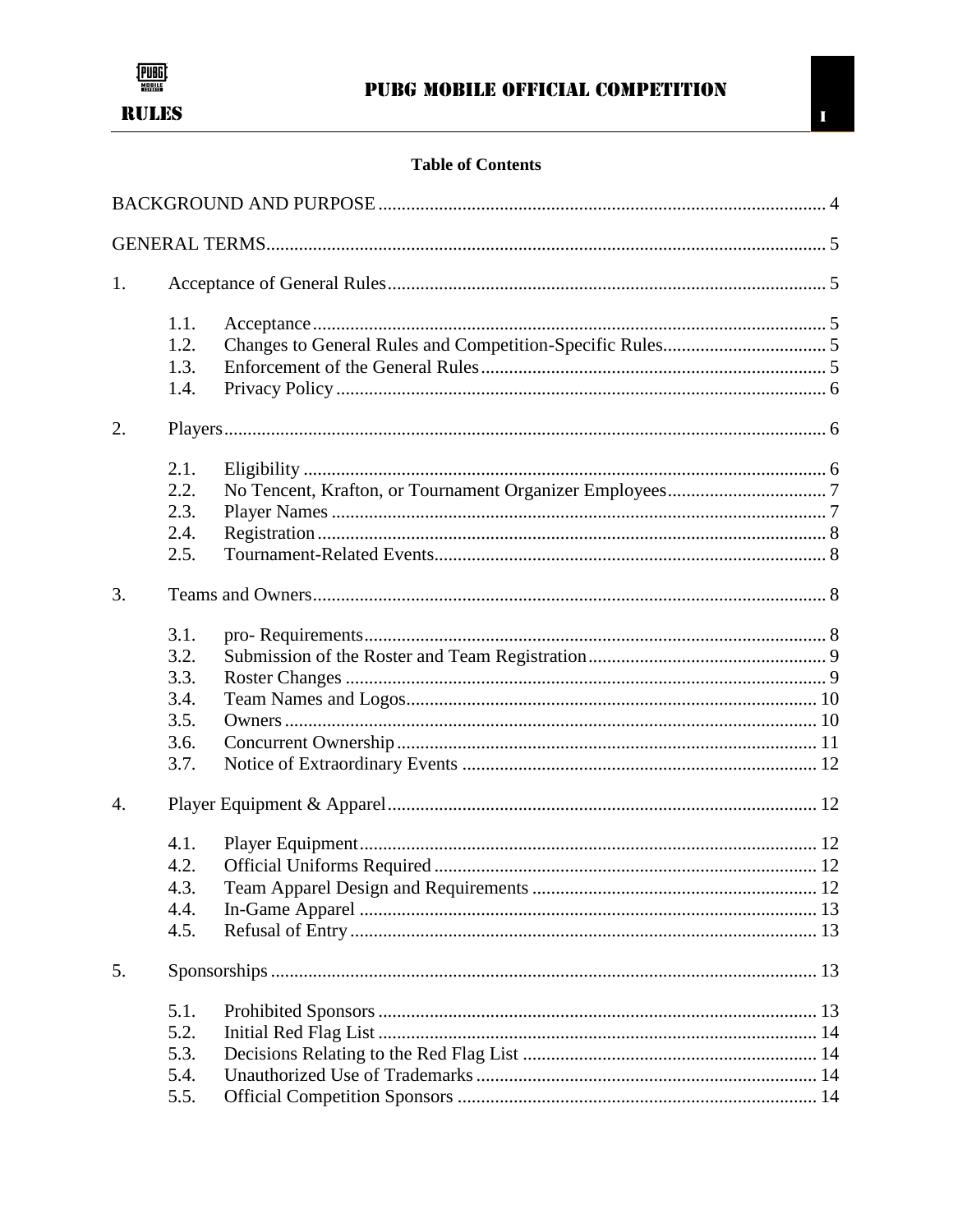**Table of Contents**

BACKGROUND AND PURPOSE ........ 4

GENERAL TERMS ........ 5

1. Acceptance of General Rules ........ 5
   - 1.1. Acceptance ........ 5
   - 1.2. Changes to General Rules and Competition-Specific Rules ........ 5
   - 1.3. Enforcement of the General Rules ........ 5
   - 1.4. Privacy Policy ........ 6

2. Players ........ 6
   - 2.1. Eligibility ........ 6
   - 2.2. No Tencent, Krafton, or Tournament Organizer Employees ........ 7
   - 2.3. Player Names ........ 7
   - 2.4. Registration ........ 8
   - 2.5. Tournament-Related Events ........ 8

3. Teams and Owners ........ 8
   - 3.1. pro- Requirements ........ 8
   - 3.2. Submission of the Roster and Team Registration ........ 9
   - 3.3. Roster Changes ........ 9
   - 3.4. Team Names and Logos ........ 10
   - 3.5. Owners ........ 10
   - 3.6. Concurrent Ownership ........ 11
   - 3.7. Notice of Extraordinary Events ........ 12

4. Player Equipment & Apparel ........ 12
   - 4.1. Player Equipment ........ 12
   - 4.2. Official Uniforms Required ........ 12
   - 4.3. Team Apparel Design and Requirements ........ 12
   - 4.4. In-Game Apparel ........ 13
   - 4.5. Refusal of Entry ........ 13

5. Sponsorships ........ 13
   - 5.1. Prohibited Sponsors ........ 13
   - 5.2. Initial Red Flag List ........ 14
   - 5.3. Decisions Relating to the Red Flag List ........ 14
   - 5.4. Unauthorized Use of Trademarks ........ 14
   - 5.5. Official Competition Sponsors ........ 14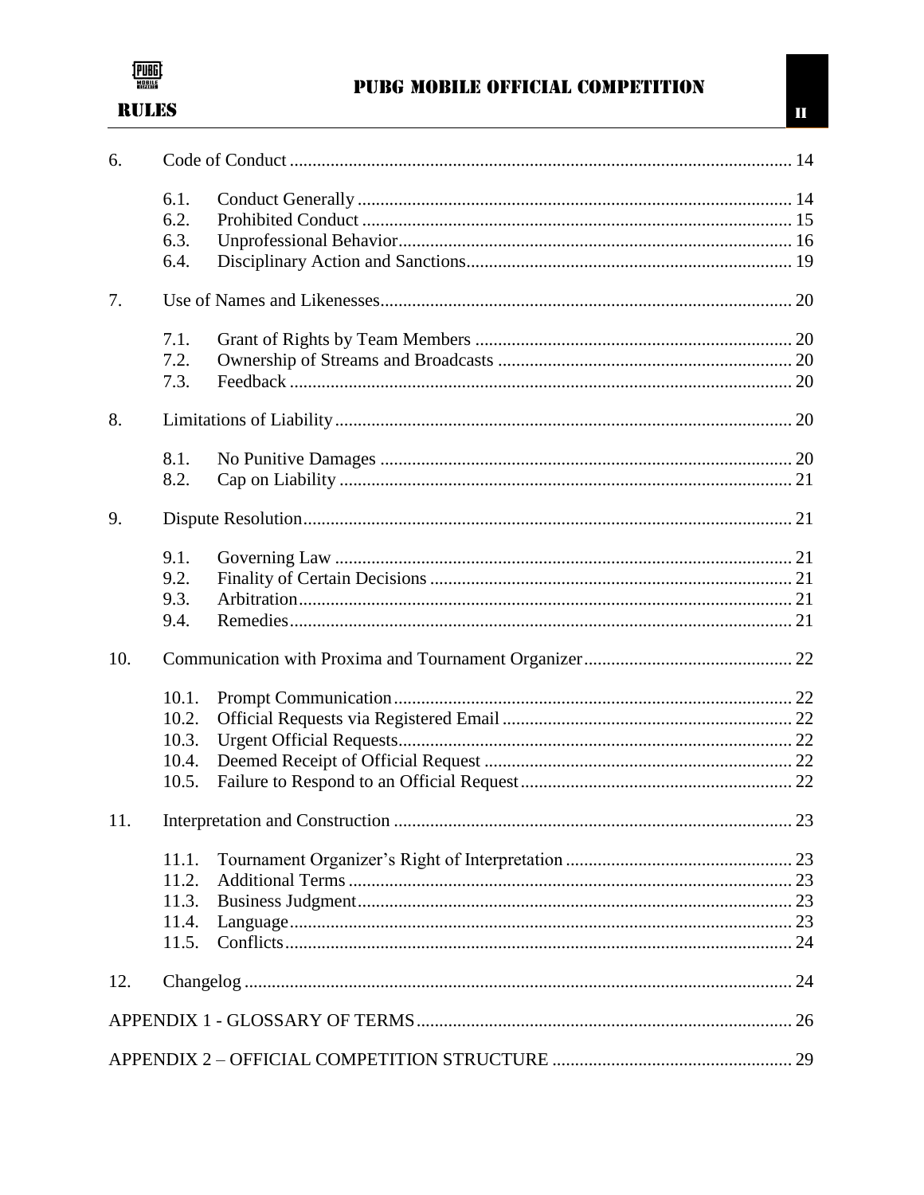6. Code of Conduct ... 14
   - 6.1. Conduct Generally ... 14
   - 6.2. Prohibited Conduct ... 15
   - 6.3. Unprofessional Behavior ... 16
   - 6.4. Disciplinary Action and Sanctions ... 19

7. Use of Names and Likenesses ... 20
   - 7.1. Grant of Rights by Team Members ... 20
   - 7.2. Ownership of Streams and Broadcasts ... 20
   - 7.3. Feedback ... 20

8. Limitations of Liability ... 20
   - 8.1. No Punitive Damages ... 20
   - 8.2. Cap on Liability ... 21

9. Dispute Resolution ... 21
   - 9.1. Governing Law ... 21
   - 9.2. Finality of Certain Decisions ... 21
   - 9.3. Arbitration ... 21
   - 9.4. Remedies ... 21

10. Communication with Proxima and Tournament Organizer ... 22
    - 10.1. Prompt Communication ... 22
    - 10.2. Official Requests via Registered Email ... 22
    - 10.3. Urgent Official Requests ... 22
    - 10.4. Deemed Receipt of Official Request ... 22
    - 10.5. Failure to Respond to an Official Request ... 22

11. Interpretation and Construction ... 23
    - 11.1. Tournament Organizer's Right of Interpretation ... 23
    - 11.2. Additional Terms ... 23
    - 11.3. Business Judgment ... 23
    - 11.4. Language ... 23
    - 11.5. Conflicts ... 24

12. Changelog ... 24

APPENDIX 1 - GLOSSARY OF TERMS ... 26

APPENDIX 2 – OFFICIAL COMPETITION STRUCTURE ... 29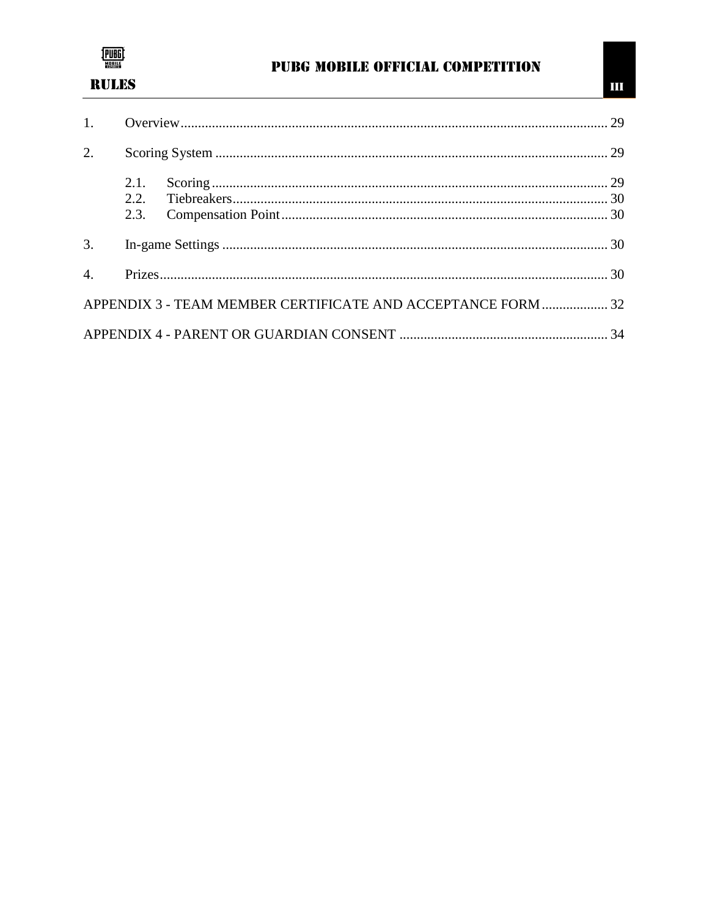1. Overview ........................................................................ 29
2. Scoring System ................................................................ 29
   - 2.1. Scoring ................................................................ 29
   - 2.2. Tiebreakers ........................................................... 30
   - 2.3. Compensation Point ................................................ 30
3. In-game Settings .............................................................. 30
4. Prizes ............................................................................... 30

APPENDIX 3 - TEAM MEMBER CERTIFICATE AND ACCEPTANCE FORM ................... 32

APPENDIX 4 - PARENT OR GUARDIAN CONSENT ............................................. 34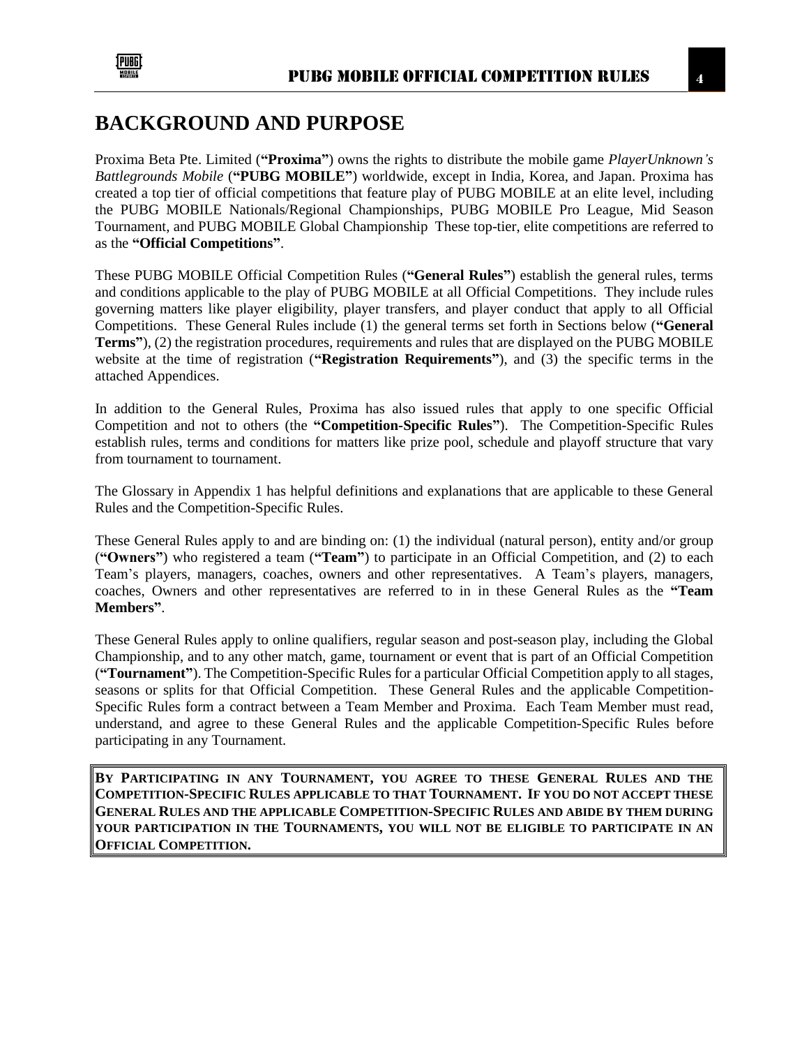# BACKGROUND AND PURPOSE

Proxima Beta Pte. Limited (**"Proxima"**) owns the rights to distribute the mobile game *PlayerUnknown's Battlegrounds Mobile* (**"PUBG MOBILE"**) worldwide, except in India, Korea, and Japan. Proxima has created a top tier of official competitions that feature play of PUBG MOBILE at an elite level, including the PUBG MOBILE Nationals/Regional Championships, PUBG MOBILE Pro League, Mid Season Tournament, and PUBG MOBILE Global Championship These top-tier, elite competitions are referred to as the **"Official Competitions"**.

These PUBG MOBILE Official Competition Rules (**"General Rules"**) establish the general rules, terms and conditions applicable to the play of PUBG MOBILE at all Official Competitions. They include rules governing matters like player eligibility, player transfers, and player conduct that apply to all Official Competitions. These General Rules include (1) the general terms set forth in Sections below (**"General Terms"**), (2) the registration procedures, requirements and rules that are displayed on the PUBG MOBILE website at the time of registration (**"Registration Requirements"**), and (3) the specific terms in the attached Appendices.

In addition to the General Rules, Proxima has also issued rules that apply to one specific Official Competition and not to others (the **"Competition-Specific Rules"**). The Competition-Specific Rules establish rules, terms and conditions for matters like prize pool, schedule and playoff structure that vary from tournament to tournament.

The Glossary in Appendix 1 has helpful definitions and explanations that are applicable to these General Rules and the Competition-Specific Rules.

These General Rules apply to and are binding on: (1) the individual (natural person), entity and/or group (**"Owners"**) who registered a team (**"Team"**) to participate in an Official Competition, and (2) to each Team's players, managers, coaches, owners and other representatives. A Team's players, managers, coaches, Owners and other representatives are referred to in in these General Rules as the **"Team Members"**.

These General Rules apply to online qualifiers, regular season and post-season play, including the Global Championship, and to any other match, game, tournament or event that is part of an Official Competition (**"Tournament"**). The Competition-Specific Rules for a particular Official Competition apply to all stages, seasons or splits for that Official Competition. These General Rules and the applicable Competition-Specific Rules form a contract between a Team Member and Proxima. Each Team Member must read, understand, and agree to these General Rules and the applicable Competition-Specific Rules before participating in any Tournament.

**BY PARTICIPATING IN ANY TOURNAMENT, YOU AGREE TO THESE GENERAL RULES AND THE COMPETITION-SPECIFIC RULES APPLICABLE TO THAT TOURNAMENT. IF YOU DO NOT ACCEPT THESE GENERAL RULES AND THE APPLICABLE COMPETITION-SPECIFIC RULES AND ABIDE BY THEM DURING YOUR PARTICIPATION IN THE TOURNAMENTS, YOU WILL NOT BE ELIGIBLE TO PARTICIPATE IN AN OFFICIAL COMPETITION.**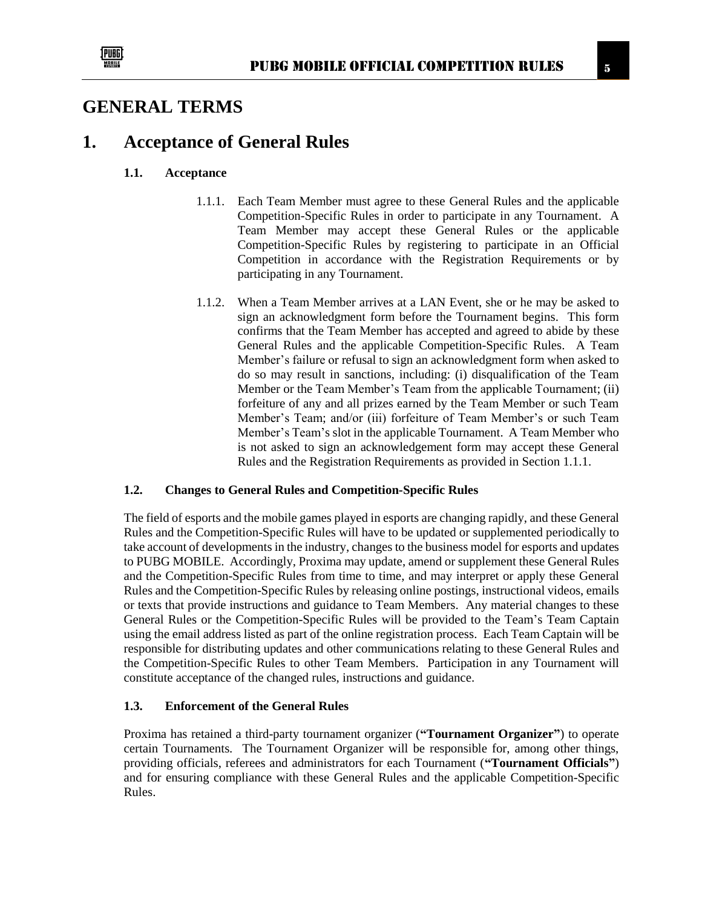# GENERAL TERMS

# 1. Acceptance of General Rules

### 1.1. Acceptance

1.1.1. Each Team Member must agree to these General Rules and the applicable Competition-Specific Rules in order to participate in any Tournament. A Team Member may accept these General Rules or the applicable Competition-Specific Rules by registering to participate in an Official Competition in accordance with the Registration Requirements or by participating in any Tournament.

1.1.2. When a Team Member arrives at a LAN Event, she or he may be asked to sign an acknowledgment form before the Tournament begins. This form confirms that the Team Member has accepted and agreed to abide by these General Rules and the applicable Competition-Specific Rules. A Team Member's failure or refusal to sign an acknowledgment form when asked to do so may result in sanctions, including: (i) disqualification of the Team Member or the Team Member's Team from the applicable Tournament; (ii) forfeiture of any and all prizes earned by the Team Member or such Team Member's Team; and/or (iii) forfeiture of Team Member's or such Team Member's Team's slot in the applicable Tournament. A Team Member who is not asked to sign an acknowledgement form may accept these General Rules and the Registration Requirements as provided in Section 1.1.1.

### 1.2. Changes to General Rules and Competition-Specific Rules

The field of esports and the mobile games played in esports are changing rapidly, and these General Rules and the Competition-Specific Rules will have to be updated or supplemented periodically to take account of developments in the industry, changes to the business model for esports and updates to PUBG MOBILE. Accordingly, Proxima may update, amend or supplement these General Rules and the Competition-Specific Rules from time to time, and may interpret or apply these General Rules and the Competition-Specific Rules by releasing online postings, instructional videos, emails or texts that provide instructions and guidance to Team Members. Any material changes to these General Rules or the Competition-Specific Rules will be provided to the Team's Team Captain using the email address listed as part of the online registration process. Each Team Captain will be responsible for distributing updates and other communications relating to these General Rules and the Competition-Specific Rules to other Team Members. Participation in any Tournament will constitute acceptance of the changed rules, instructions and guidance.

### 1.3. Enforcement of the General Rules

Proxima has retained a third-party tournament organizer (**"Tournament Organizer"**) to operate certain Tournaments. The Tournament Organizer will be responsible for, among other things, providing officials, referees and administrators for each Tournament (**"Tournament Officials"**) and for ensuring compliance with these General Rules and the applicable Competition-Specific Rules.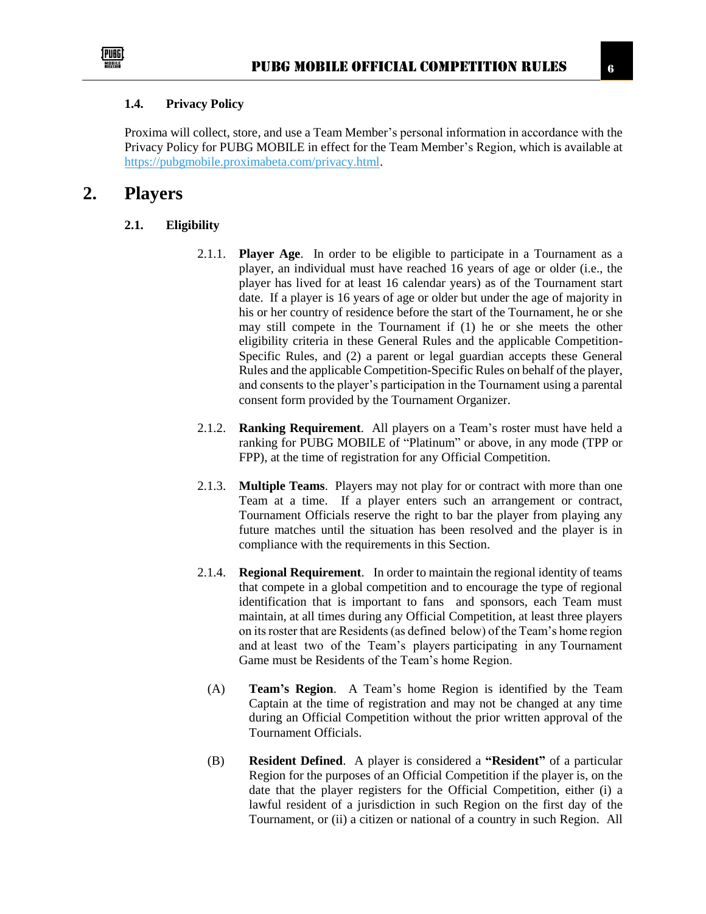### 1.4. Privacy Policy

Proxima will collect, store, and use a Team Member's personal information in accordance with the Privacy Policy for PUBG MOBILE in effect for the Team Member's Region, which is available at [https://pubgmobile.proximabeta.com/privacy.html](https://pubgmobile.proximabeta.com/privacy.html).

## 2. Players

### 2.1. Eligibility

2.1.1. **Player Age**. In order to be eligible to participate in a Tournament as a player, an individual must have reached 16 years of age or older (i.e., the player has lived for at least 16 calendar years) as of the Tournament start date. If a player is 16 years of age or older but under the age of majority in his or her country of residence before the start of the Tournament, he or she may still compete in the Tournament if (1) he or she meets the other eligibility criteria in these General Rules and the applicable Competition-Specific Rules, and (2) a parent or legal guardian accepts these General Rules and the applicable Competition-Specific Rules on behalf of the player, and consents to the player's participation in the Tournament using a parental consent form provided by the Tournament Organizer.

2.1.2. **Ranking Requirement**. All players on a Team's roster must have held a ranking for PUBG MOBILE of "Platinum" or above, in any mode (TPP or FPP), at the time of registration for any Official Competition.

2.1.3. **Multiple Teams**. Players may not play for or contract with more than one Team at a time. If a player enters such an arrangement or contract, Tournament Officials reserve the right to bar the player from playing any future matches until the situation has been resolved and the player is in compliance with the requirements in this Section.

2.1.4. **Regional Requirement**. In order to maintain the regional identity of teams that compete in a global competition and to encourage the type of regional identification that is important to fans and sponsors, each Team must maintain, at all times during any Official Competition, at least three players on its roster that are Residents (as defined below) of the Team's home region and at least two of the Team's players participating in any Tournament Game must be Residents of the Team's home Region.

(A) **Team's Region**. A Team's home Region is identified by the Team Captain at the time of registration and may not be changed at any time during an Official Competition without the prior written approval of the Tournament Officials.

(B) **Resident Defined**. A player is considered a **"Resident"** of a particular Region for the purposes of an Official Competition if the player is, on the date that the player registers for the Official Competition, either (i) a lawful resident of a jurisdiction in such Region on the first day of the Tournament, or (ii) a citizen or national of a country in such Region. All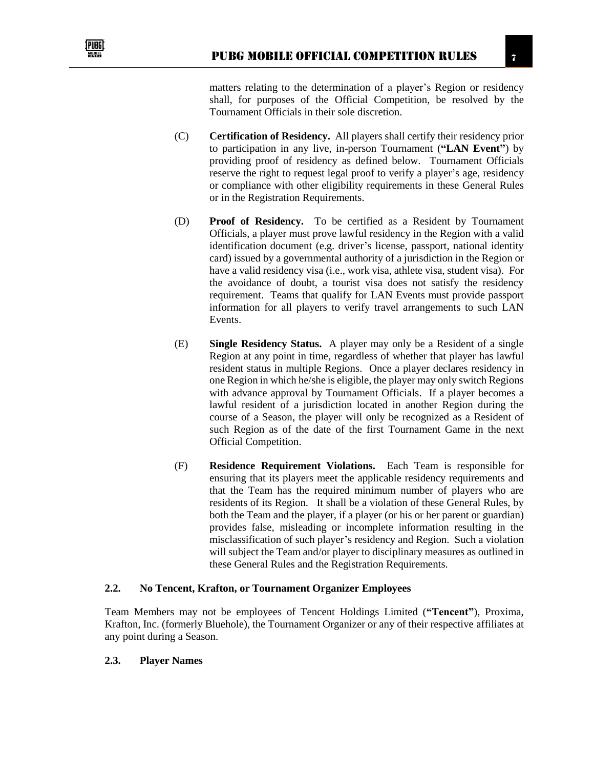matters relating to the determination of a player's Region or residency shall, for purposes of the Official Competition, be resolved by the Tournament Officials in their sole discretion.

(C) **Certification of Residency.** All players shall certify their residency prior to participation in any live, in-person Tournament (**"LAN Event"**) by providing proof of residency as defined below. Tournament Officials reserve the right to request legal proof to verify a player's age, residency or compliance with other eligibility requirements in these General Rules or in the Registration Requirements.

(D) **Proof of Residency.** To be certified as a Resident by Tournament Officials, a player must prove lawful residency in the Region with a valid identification document (e.g. driver's license, passport, national identity card) issued by a governmental authority of a jurisdiction in the Region or have a valid residency visa (i.e., work visa, athlete visa, student visa). For the avoidance of doubt, a tourist visa does not satisfy the residency requirement. Teams that qualify for LAN Events must provide passport information for all players to verify travel arrangements to such LAN Events.

(E) **Single Residency Status.** A player may only be a Resident of a single Region at any point in time, regardless of whether that player has lawful resident status in multiple Regions. Once a player declares residency in one Region in which he/she is eligible, the player may only switch Regions with advance approval by Tournament Officials. If a player becomes a lawful resident of a jurisdiction located in another Region during the course of a Season, the player will only be recognized as a Resident of such Region as of the date of the first Tournament Game in the next Official Competition.

(F) **Residence Requirement Violations.** Each Team is responsible for ensuring that its players meet the applicable residency requirements and that the Team has the required minimum number of players who are residents of its Region. It shall be a violation of these General Rules, by both the Team and the player, if a player (or his or her parent or guardian) provides false, misleading or incomplete information resulting in the misclassification of such player's residency and Region. Such a violation will subject the Team and/or player to disciplinary measures as outlined in these General Rules and the Registration Requirements.

### 2.2. No Tencent, Krafton, or Tournament Organizer Employees

Team Members may not be employees of Tencent Holdings Limited (**"Tencent"**), Proxima, Krafton, Inc. (formerly Bluehole), the Tournament Organizer or any of their respective affiliates at any point during a Season.

### 2.3. Player Names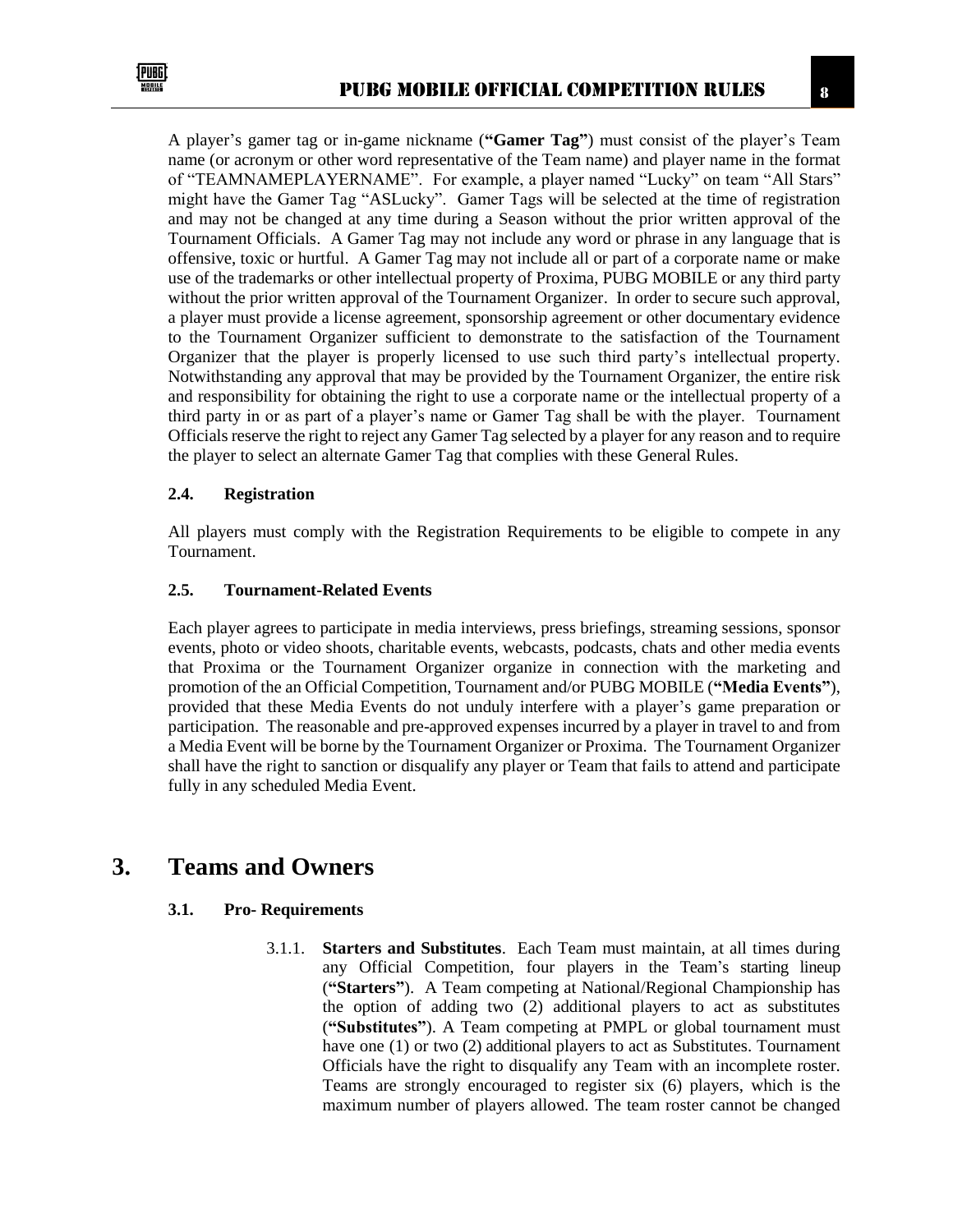A player's gamer tag or in-game nickname (**"Gamer Tag"**) must consist of the player's Team name (or acronym or other word representative of the Team name) and player name in the format of "TEAMNAMEPLAYERNAME". For example, a player named "Lucky" on team "All Stars" might have the Gamer Tag "ASLucky". Gamer Tags will be selected at the time of registration and may not be changed at any time during a Season without the prior written approval of the Tournament Officials. A Gamer Tag may not include any word or phrase in any language that is offensive, toxic or hurtful. A Gamer Tag may not include all or part of a corporate name or make use of the trademarks or other intellectual property of Proxima, PUBG MOBILE or any third party without the prior written approval of the Tournament Organizer. In order to secure such approval, a player must provide a license agreement, sponsorship agreement or other documentary evidence to the Tournament Organizer sufficient to demonstrate to the satisfaction of the Tournament Organizer that the player is properly licensed to use such third party's intellectual property. Notwithstanding any approval that may be provided by the Tournament Organizer, the entire risk and responsibility for obtaining the right to use a corporate name or the intellectual property of a third party in or as part of a player's name or Gamer Tag shall be with the player. Tournament Officials reserve the right to reject any Gamer Tag selected by a player for any reason and to require the player to select an alternate Gamer Tag that complies with these General Rules.

### 2.4. Registration

All players must comply with the Registration Requirements to be eligible to compete in any Tournament.

### 2.5. Tournament-Related Events

Each player agrees to participate in media interviews, press briefings, streaming sessions, sponsor events, photo or video shoots, charitable events, webcasts, podcasts, chats and other media events that Proxima or the Tournament Organizer organize in connection with the marketing and promotion of the an Official Competition, Tournament and/or PUBG MOBILE (**"Media Events"**), provided that these Media Events do not unduly interfere with a player's game preparation or participation. The reasonable and pre-approved expenses incurred by a player in travel to and from a Media Event will be borne by the Tournament Organizer or Proxima. The Tournament Organizer shall have the right to sanction or disqualify any player or Team that fails to attend and participate fully in any scheduled Media Event.

## 3. Teams and Owners

### 3.1. Pro- Requirements

3.1.1. **Starters and Substitutes**. Each Team must maintain, at all times during any Official Competition, four players in the Team's starting lineup (**"Starters"**). A Team competing at National/Regional Championship has the option of adding two (2) additional players to act as substitutes (**"Substitutes"**). A Team competing at PMPL or global tournament must have one (1) or two (2) additional players to act as Substitutes. Tournament Officials have the right to disqualify any Team with an incomplete roster. Teams are strongly encouraged to register six (6) players, which is the maximum number of players allowed. The team roster cannot be changed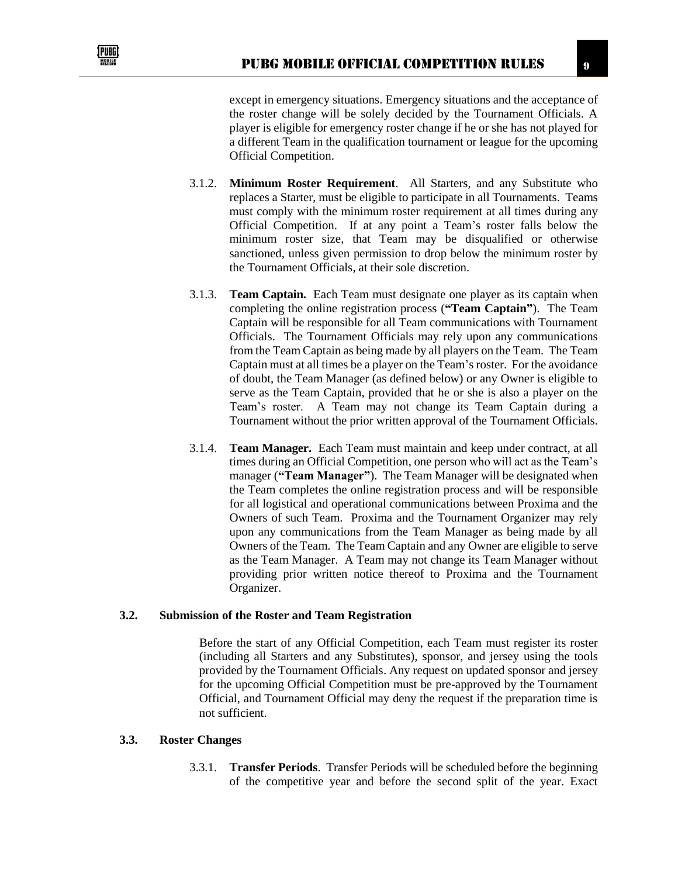except in emergency situations. Emergency situations and the acceptance of the roster change will be solely decided by the Tournament Officials. A player is eligible for emergency roster change if he or she has not played for a different Team in the qualification tournament or league for the upcoming Official Competition.

3.1.2. **Minimum Roster Requirement**. All Starters, and any Substitute who replaces a Starter, must be eligible to participate in all Tournaments. Teams must comply with the minimum roster requirement at all times during any Official Competition. If at any point a Team's roster falls below the minimum roster size, that Team may be disqualified or otherwise sanctioned, unless given permission to drop below the minimum roster by the Tournament Officials, at their sole discretion.

3.1.3. **Team Captain.** Each Team must designate one player as its captain when completing the online registration process (**"Team Captain"**). The Team Captain will be responsible for all Team communications with Tournament Officials. The Tournament Officials may rely upon any communications from the Team Captain as being made by all players on the Team. The Team Captain must at all times be a player on the Team's roster. For the avoidance of doubt, the Team Manager (as defined below) or any Owner is eligible to serve as the Team Captain, provided that he or she is also a player on the Team's roster. A Team may not change its Team Captain during a Tournament without the prior written approval of the Tournament Officials.

3.1.4. **Team Manager.** Each Team must maintain and keep under contract, at all times during an Official Competition, one person who will act as the Team's manager (**"Team Manager"**). The Team Manager will be designated when the Team completes the online registration process and will be responsible for all logistical and operational communications between Proxima and the Owners of such Team. Proxima and the Tournament Organizer may rely upon any communications from the Team Manager as being made by all Owners of the Team. The Team Captain and any Owner are eligible to serve as the Team Manager. A Team may not change its Team Manager without providing prior written notice thereof to Proxima and the Tournament Organizer.

### 3.2. Submission of the Roster and Team Registration

Before the start of any Official Competition, each Team must register its roster (including all Starters and any Substitutes), sponsor, and jersey using the tools provided by the Tournament Officials. Any request on updated sponsor and jersey for the upcoming Official Competition must be pre-approved by the Tournament Official, and Tournament Official may deny the request if the preparation time is not sufficient.

### 3.3. Roster Changes

3.3.1. **Transfer Periods**. Transfer Periods will be scheduled before the beginning of the competitive year and before the second split of the year. Exact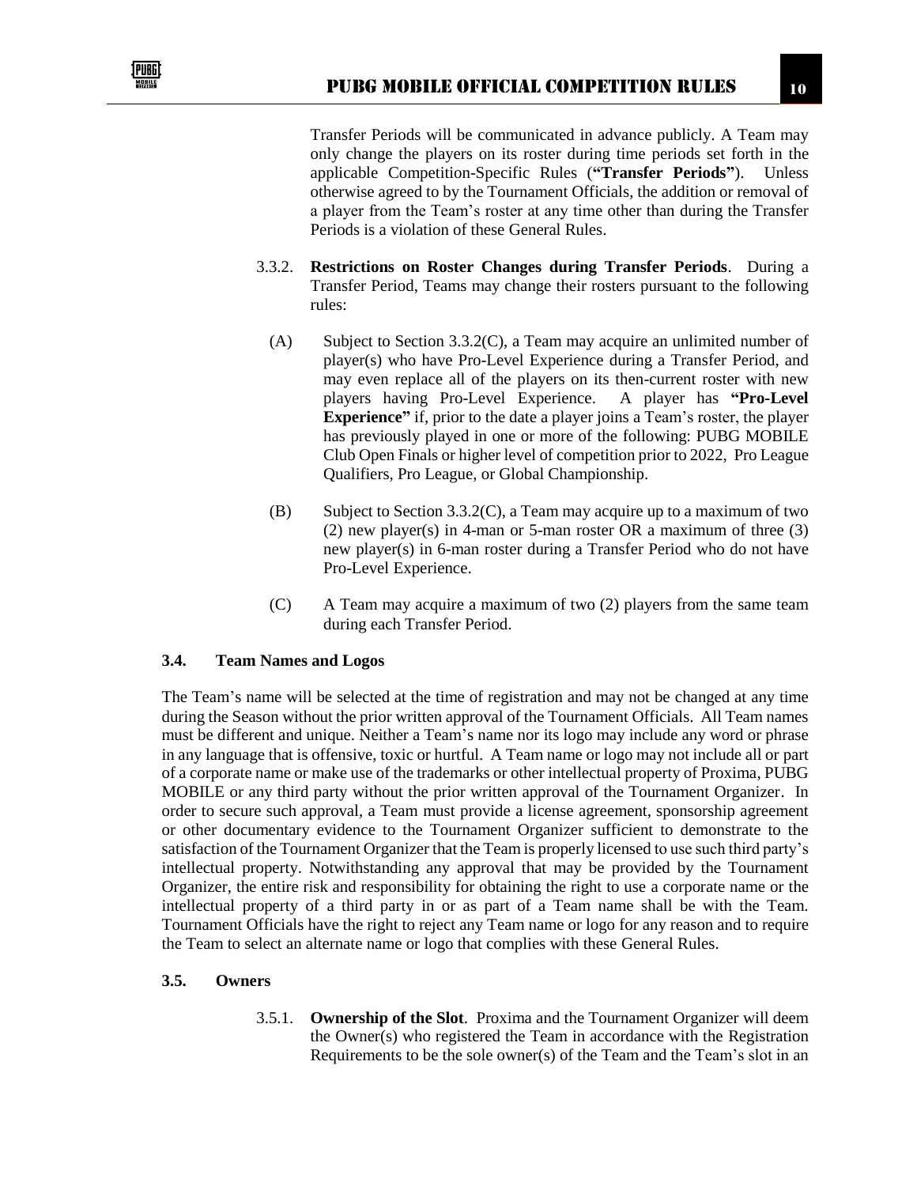Transfer Periods will be communicated in advance publicly. A Team may only change the players on its roster during time periods set forth in the applicable Competition-Specific Rules (**"Transfer Periods"**). Unless otherwise agreed to by the Tournament Officials, the addition or removal of a player from the Team's roster at any time other than during the Transfer Periods is a violation of these General Rules.

3.3.2. **Restrictions on Roster Changes during Transfer Periods**. During a Transfer Period, Teams may change their rosters pursuant to the following rules:

(A) Subject to Section 3.3.2(C), a Team may acquire an unlimited number of player(s) who have Pro-Level Experience during a Transfer Period, and may even replace all of the players on its then-current roster with new players having Pro-Level Experience. A player has **"Pro-Level Experience"** if, prior to the date a player joins a Team's roster, the player has previously played in one or more of the following: PUBG MOBILE Club Open Finals or higher level of competition prior to 2022, Pro League Qualifiers, Pro League, or Global Championship.

(B) Subject to Section 3.3.2(C), a Team may acquire up to a maximum of two (2) new player(s) in 4-man or 5-man roster OR a maximum of three (3) new player(s) in 6-man roster during a Transfer Period who do not have Pro-Level Experience.

(C) A Team may acquire a maximum of two (2) players from the same team during each Transfer Period.

### 3.4. Team Names and Logos

The Team's name will be selected at the time of registration and may not be changed at any time during the Season without the prior written approval of the Tournament Officials. All Team names must be different and unique. Neither a Team's name nor its logo may include any word or phrase in any language that is offensive, toxic or hurtful. A Team name or logo may not include all or part of a corporate name or make use of the trademarks or other intellectual property of Proxima, PUBG MOBILE or any third party without the prior written approval of the Tournament Organizer. In order to secure such approval, a Team must provide a license agreement, sponsorship agreement or other documentary evidence to the Tournament Organizer sufficient to demonstrate to the satisfaction of the Tournament Organizer that the Team is properly licensed to use such third party's intellectual property. Notwithstanding any approval that may be provided by the Tournament Organizer, the entire risk and responsibility for obtaining the right to use a corporate name or the intellectual property of a third party in or as part of a Team name shall be with the Team. Tournament Officials have the right to reject any Team name or logo for any reason and to require the Team to select an alternate name or logo that complies with these General Rules.

### 3.5. Owners

3.5.1. **Ownership of the Slot**. Proxima and the Tournament Organizer will deem the Owner(s) who registered the Team in accordance with the Registration Requirements to be the sole owner(s) of the Team and the Team's slot in an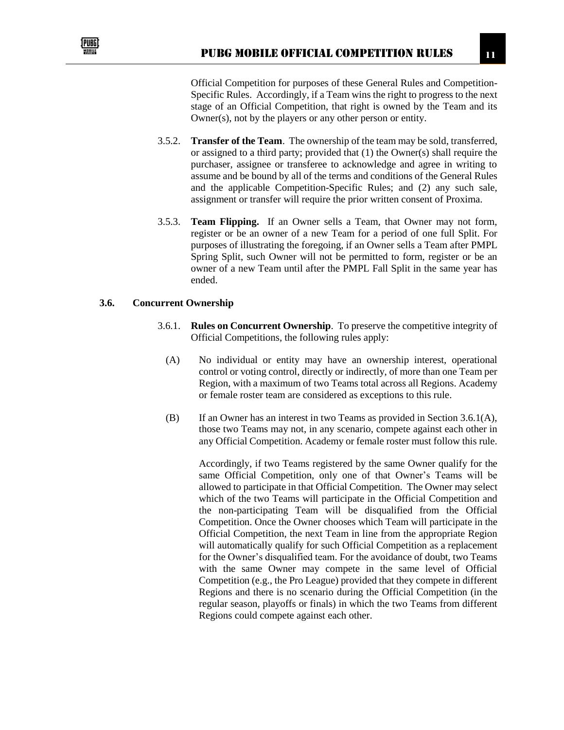Official Competition for purposes of these General Rules and Competition-Specific Rules. Accordingly, if a Team wins the right to progress to the next stage of an Official Competition, that right is owned by the Team and its Owner(s), not by the players or any other person or entity.

3.5.2. **Transfer of the Team**. The ownership of the team may be sold, transferred, or assigned to a third party; provided that (1) the Owner(s) shall require the purchaser, assignee or transferee to acknowledge and agree in writing to assume and be bound by all of the terms and conditions of the General Rules and the applicable Competition-Specific Rules; and (2) any such sale, assignment or transfer will require the prior written consent of Proxima.

3.5.3. **Team Flipping.** If an Owner sells a Team, that Owner may not form, register or be an owner of a new Team for a period of one full Split. For purposes of illustrating the foregoing, if an Owner sells a Team after PMPL Spring Split, such Owner will not be permitted to form, register or be an owner of a new Team until after the PMPL Fall Split in the same year has ended.

### 3.6. Concurrent Ownership

3.6.1. **Rules on Concurrent Ownership**. To preserve the competitive integrity of Official Competitions, the following rules apply:

(A) No individual or entity may have an ownership interest, operational control or voting control, directly or indirectly, of more than one Team per Region, with a maximum of two Teams total across all Regions. Academy or female roster team are considered as exceptions to this rule.

(B) If an Owner has an interest in two Teams as provided in Section 3.6.1(A), those two Teams may not, in any scenario, compete against each other in any Official Competition. Academy or female roster must follow this rule.

Accordingly, if two Teams registered by the same Owner qualify for the same Official Competition, only one of that Owner's Teams will be allowed to participate in that Official Competition. The Owner may select which of the two Teams will participate in the Official Competition and the non-participating Team will be disqualified from the Official Competition. Once the Owner chooses which Team will participate in the Official Competition, the next Team in line from the appropriate Region will automatically qualify for such Official Competition as a replacement for the Owner's disqualified team. For the avoidance of doubt, two Teams with the same Owner may compete in the same level of Official Competition (e.g., the Pro League) provided that they compete in different Regions and there is no scenario during the Official Competition (in the regular season, playoffs or finals) in which the two Teams from different Regions could compete against each other.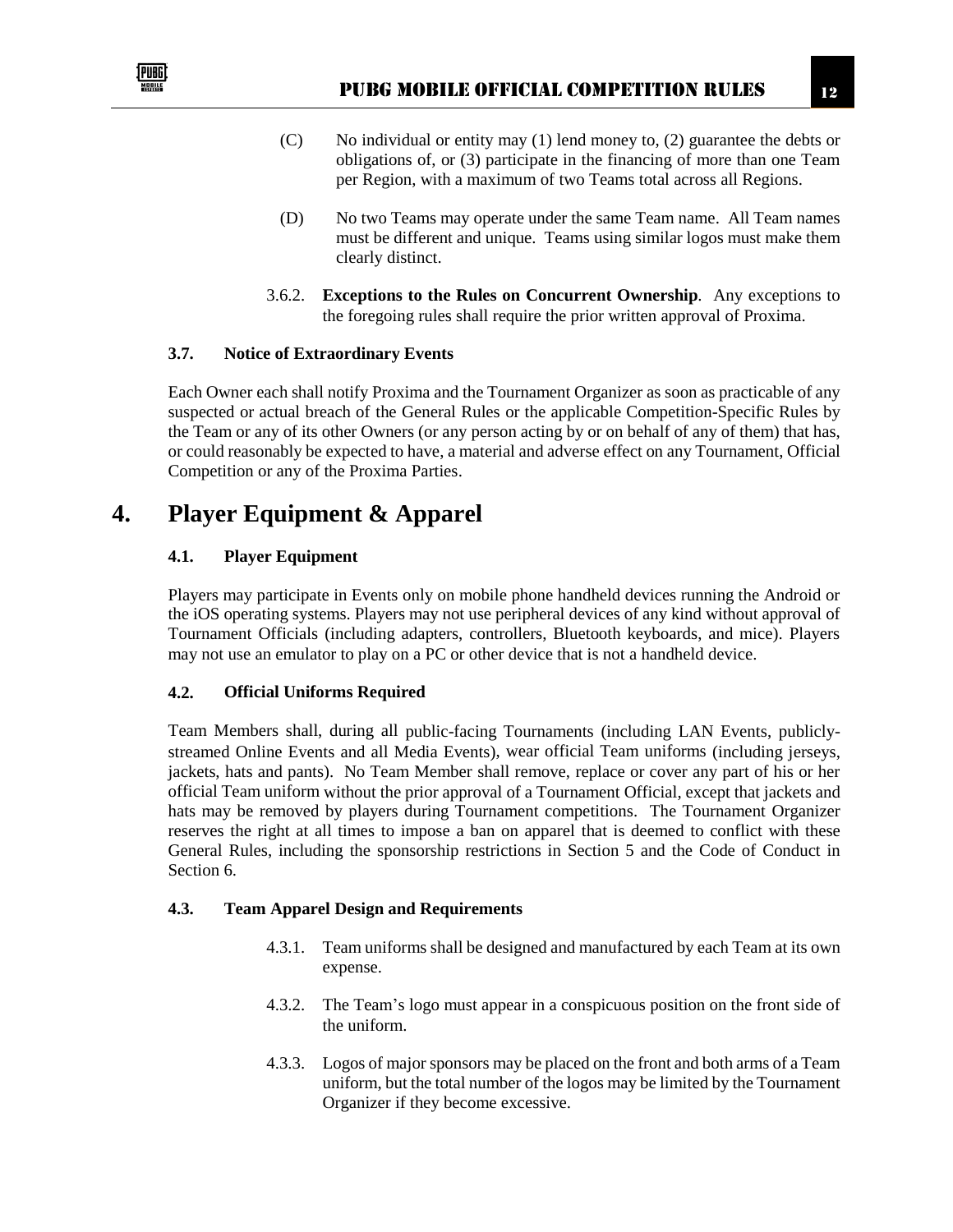(C) No individual or entity may (1) lend money to, (2) guarantee the debts or obligations of, or (3) participate in the financing of more than one Team per Region, with a maximum of two Teams total across all Regions.

(D) No two Teams may operate under the same Team name. All Team names must be different and unique. Teams using similar logos must make them clearly distinct.

3.6.2. **Exceptions to the Rules on Concurrent Ownership**. Any exceptions to the foregoing rules shall require the prior written approval of Proxima.

### 3.7. Notice of Extraordinary Events

Each Owner each shall notify Proxima and the Tournament Organizer as soon as practicable of any suspected or actual breach of the General Rules or the applicable Competition-Specific Rules by the Team or any of its other Owners (or any person acting by or on behalf of any of them) that has, or could reasonably be expected to have, a material and adverse effect on any Tournament, Official Competition or any of the Proxima Parties.

## 4. Player Equipment & Apparel

### 4.1. Player Equipment

Players may participate in Events only on mobile phone handheld devices running the Android or the iOS operating systems. Players may not use peripheral devices of any kind without approval of Tournament Officials (including adapters, controllers, Bluetooth keyboards, and mice). Players may not use an emulator to play on a PC or other device that is not a handheld device.

### 4.2. Official Uniforms Required

Team Members shall, during all public-facing Tournaments (including LAN Events, publicly-streamed Online Events and all Media Events), wear official Team uniforms (including jerseys, jackets, hats and pants). No Team Member shall remove, replace or cover any part of his or her official Team uniform without the prior approval of a Tournament Official, except that jackets and hats may be removed by players during Tournament competitions. The Tournament Organizer reserves the right at all times to impose a ban on apparel that is deemed to conflict with these General Rules, including the sponsorship restrictions in Section 5 and the Code of Conduct in Section 6.

### 4.3. Team Apparel Design and Requirements

4.3.1. Team uniforms shall be designed and manufactured by each Team at its own expense.

4.3.2. The Team's logo must appear in a conspicuous position on the front side of the uniform.

4.3.3. Logos of major sponsors may be placed on the front and both arms of a Team uniform, but the total number of the logos may be limited by the Tournament Organizer if they become excessive.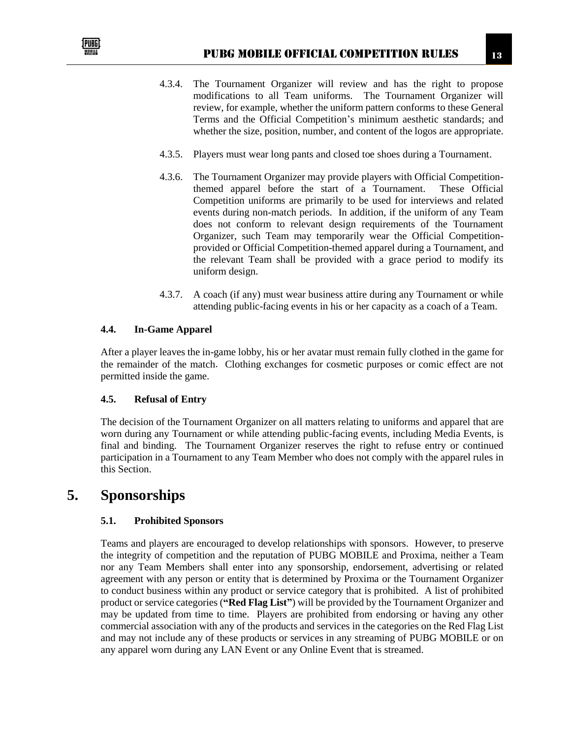4.3.4. The Tournament Organizer will review and has the right to propose modifications to all Team uniforms. The Tournament Organizer will review, for example, whether the uniform pattern conforms to these General Terms and the Official Competition's minimum aesthetic standards; and whether the size, position, number, and content of the logos are appropriate.

4.3.5. Players must wear long pants and closed toe shoes during a Tournament.

4.3.6. The Tournament Organizer may provide players with Official Competition-themed apparel before the start of a Tournament. These Official Competition uniforms are primarily to be used for interviews and related events during non-match periods. In addition, if the uniform of any Team does not conform to relevant design requirements of the Tournament Organizer, such Team may temporarily wear the Official Competition-provided or Official Competition-themed apparel during a Tournament, and the relevant Team shall be provided with a grace period to modify its uniform design.

4.3.7. A coach (if any) must wear business attire during any Tournament or while attending public-facing events in his or her capacity as a coach of a Team.

### 4.4. In-Game Apparel

After a player leaves the in-game lobby, his or her avatar must remain fully clothed in the game for the remainder of the match. Clothing exchanges for cosmetic purposes or comic effect are not permitted inside the game.

### 4.5. Refusal of Entry

The decision of the Tournament Organizer on all matters relating to uniforms and apparel that are worn during any Tournament or while attending public-facing events, including Media Events, is final and binding. The Tournament Organizer reserves the right to refuse entry or continued participation in a Tournament to any Team Member who does not comply with the apparel rules in this Section.

## 5. Sponsorships

### 5.1. Prohibited Sponsors

Teams and players are encouraged to develop relationships with sponsors. However, to preserve the integrity of competition and the reputation of PUBG MOBILE and Proxima, neither a Team nor any Team Members shall enter into any sponsorship, endorsement, advertising or related agreement with any person or entity that is determined by Proxima or the Tournament Organizer to conduct business within any product or service category that is prohibited. A list of prohibited product or service categories (**"Red Flag List"**) will be provided by the Tournament Organizer and may be updated from time to time. Players are prohibited from endorsing or having any other commercial association with any of the products and services in the categories on the Red Flag List and may not include any of these products or services in any streaming of PUBG MOBILE or on any apparel worn during any LAN Event or any Online Event that is streamed.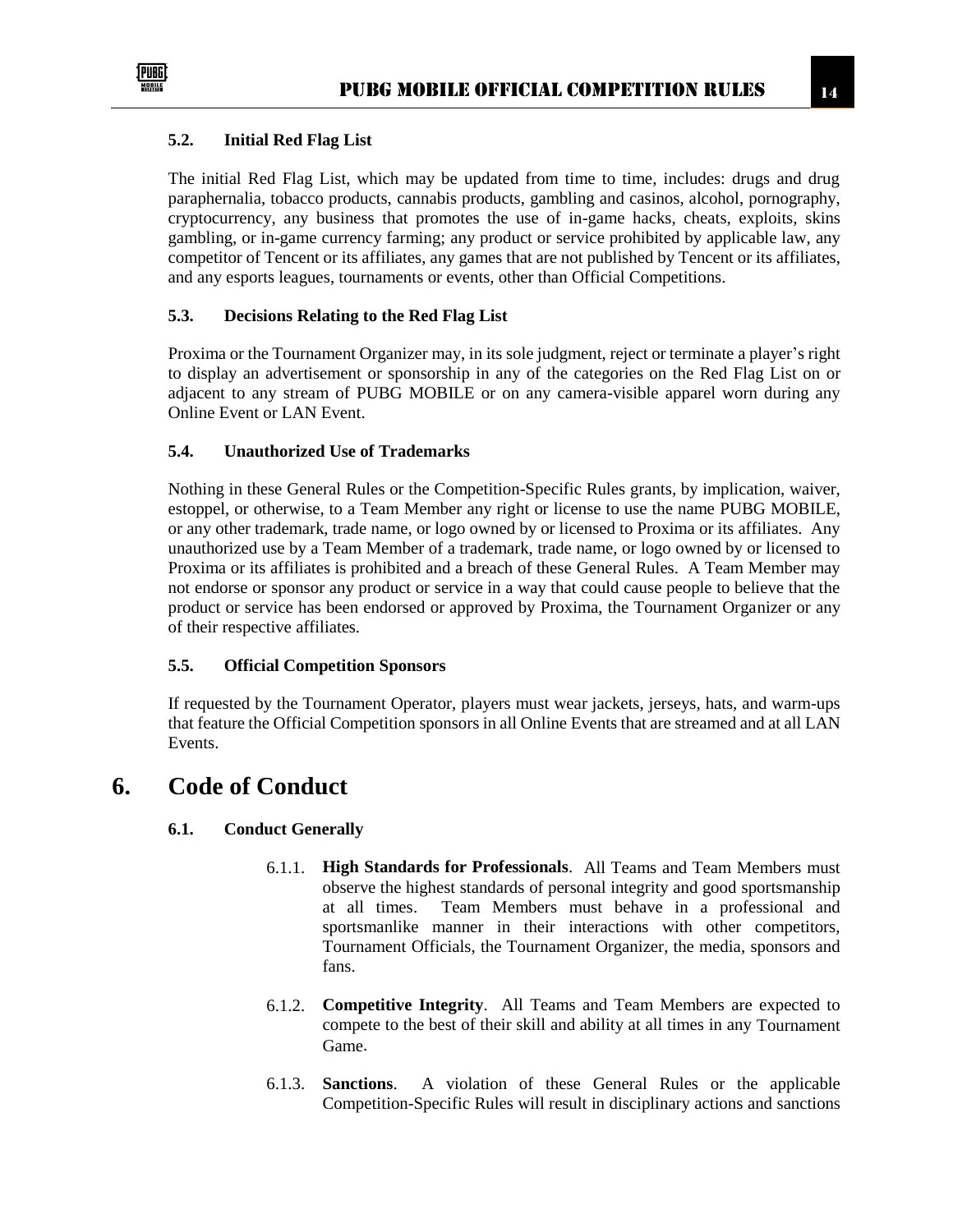### 5.2. Initial Red Flag List

The initial Red Flag List, which may be updated from time to time, includes: drugs and drug paraphernalia, tobacco products, cannabis products, gambling and casinos, alcohol, pornography, cryptocurrency, any business that promotes the use of in-game hacks, cheats, exploits, skins gambling, or in-game currency farming; any product or service prohibited by applicable law, any competitor of Tencent or its affiliates, any games that are not published by Tencent or its affiliates, and any esports leagues, tournaments or events, other than Official Competitions.

### 5.3. Decisions Relating to the Red Flag List

Proxima or the Tournament Organizer may, in its sole judgment, reject or terminate a player's right to display an advertisement or sponsorship in any of the categories on the Red Flag List on or adjacent to any stream of PUBG MOBILE or on any camera-visible apparel worn during any Online Event or LAN Event.

### 5.4. Unauthorized Use of Trademarks

Nothing in these General Rules or the Competition-Specific Rules grants, by implication, waiver, estoppel, or otherwise, to a Team Member any right or license to use the name PUBG MOBILE, or any other trademark, trade name, or logo owned by or licensed to Proxima or its affiliates. Any unauthorized use by a Team Member of a trademark, trade name, or logo owned by or licensed to Proxima or its affiliates is prohibited and a breach of these General Rules. A Team Member may not endorse or sponsor any product or service in a way that could cause people to believe that the product or service has been endorsed or approved by Proxima, the Tournament Organizer or any of their respective affiliates.

### 5.5. Official Competition Sponsors

If requested by the Tournament Operator, players must wear jackets, jerseys, hats, and warm-ups that feature the Official Competition sponsors in all Online Events that are streamed and at all LAN Events.

## 6. Code of Conduct

### 6.1. Conduct Generally

6.1.1. **High Standards for Professionals**. All Teams and Team Members must observe the highest standards of personal integrity and good sportsmanship at all times. Team Members must behave in a professional and sportsmanlike manner in their interactions with other competitors, Tournament Officials, the Tournament Organizer, the media, sponsors and fans.

6.1.2. **Competitive Integrity**. All Teams and Team Members are expected to compete to the best of their skill and ability at all times in any Tournament Game.

6.1.3. **Sanctions**. A violation of these General Rules or the applicable Competition-Specific Rules will result in disciplinary actions and sanctions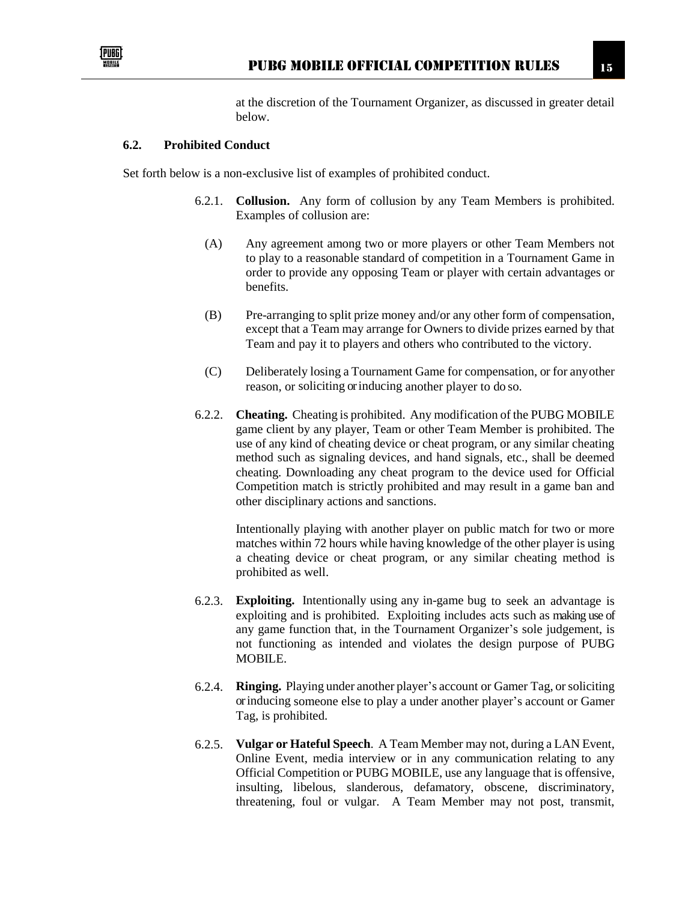at the discretion of the Tournament Organizer, as discussed in greater detail below.

### 6.2. Prohibited Conduct

Set forth below is a non-exclusive list of examples of prohibited conduct.

6.2.1. **Collusion.** Any form of collusion by any Team Members is prohibited. Examples of collusion are:

(A) Any agreement among two or more players or other Team Members not to play to a reasonable standard of competition in a Tournament Game in order to provide any opposing Team or player with certain advantages or benefits.

(B) Pre-arranging to split prize money and/or any other form of compensation, except that a Team may arrange for Owners to divide prizes earned by that Team and pay it to players and others who contributed to the victory.

(C) Deliberately losing a Tournament Game for compensation, or for anyother reason, or soliciting or inducing another player to do so.

6.2.2. **Cheating.** Cheating is prohibited. Any modification of the PUBG MOBILE game client by any player, Team or other Team Member is prohibited. The use of any kind of cheating device or cheat program, or any similar cheating method such as signaling devices, and hand signals, etc., shall be deemed cheating. Downloading any cheat program to the device used for Official Competition match is strictly prohibited and may result in a game ban and other disciplinary actions and sanctions.

Intentionally playing with another player on public match for two or more matches within 72 hours while having knowledge of the other player is using a cheating device or cheat program, or any similar cheating method is prohibited as well.

6.2.3. **Exploiting.** Intentionally using any in-game bug to seek an advantage is exploiting and is prohibited. Exploiting includes acts such as making use of any game function that, in the Tournament Organizer's sole judgement, is not functioning as intended and violates the design purpose of PUBG MOBILE.

6.2.4. **Ringing.** Playing under another player's account or Gamer Tag, or soliciting or inducing someone else to play a under another player's account or Gamer Tag, is prohibited.

6.2.5. **Vulgar or Hateful Speech**. A Team Member may not, during a LAN Event, Online Event, media interview or in any communication relating to any Official Competition or PUBG MOBILE, use any language that is offensive, insulting, libelous, slanderous, defamatory, obscene, discriminatory, threatening, foul or vulgar. A Team Member may not post, transmit,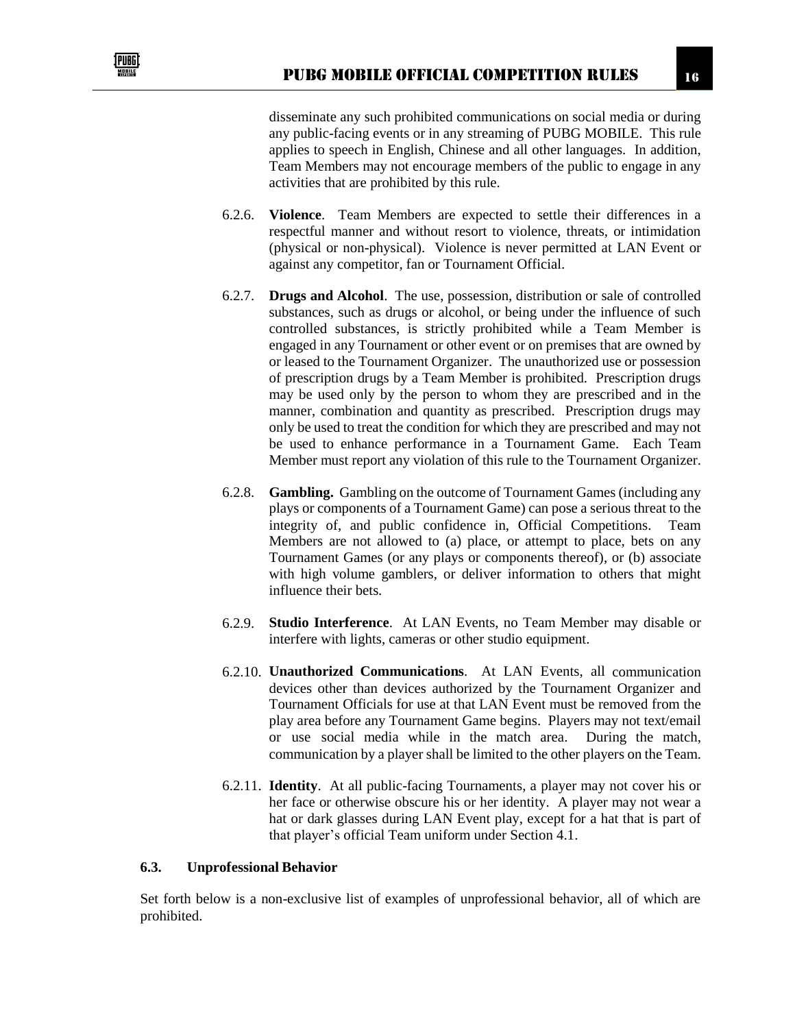disseminate any such prohibited communications on social media or during any public-facing events or in any streaming of PUBG MOBILE. This rule applies to speech in English, Chinese and all other languages. In addition, Team Members may not encourage members of the public to engage in any activities that are prohibited by this rule.

6.2.6. **Violence**. Team Members are expected to settle their differences in a respectful manner and without resort to violence, threats, or intimidation (physical or non-physical). Violence is never permitted at LAN Event or against any competitor, fan or Tournament Official.

6.2.7. **Drugs and Alcohol**. The use, possession, distribution or sale of controlled substances, such as drugs or alcohol, or being under the influence of such controlled substances, is strictly prohibited while a Team Member is engaged in any Tournament or other event or on premises that are owned by or leased to the Tournament Organizer. The unauthorized use or possession of prescription drugs by a Team Member is prohibited. Prescription drugs may be used only by the person to whom they are prescribed and in the manner, combination and quantity as prescribed. Prescription drugs may only be used to treat the condition for which they are prescribed and may not be used to enhance performance in a Tournament Game. Each Team Member must report any violation of this rule to the Tournament Organizer.

6.2.8. **Gambling.** Gambling on the outcome of Tournament Games (including any plays or components of a Tournament Game) can pose a serious threat to the integrity of, and public confidence in, Official Competitions. Team Members are not allowed to (a) place, or attempt to place, bets on any Tournament Games (or any plays or components thereof), or (b) associate with high volume gamblers, or deliver information to others that might influence their bets.

6.2.9. **Studio Interference**. At LAN Events, no Team Member may disable or interfere with lights, cameras or other studio equipment.

6.2.10. **Unauthorized Communications**. At LAN Events, all communication devices other than devices authorized by the Tournament Organizer and Tournament Officials for use at that LAN Event must be removed from the play area before any Tournament Game begins. Players may not text/email or use social media while in the match area. During the match, communication by a player shall be limited to the other players on the Team.

6.2.11. **Identity**. At all public-facing Tournaments, a player may not cover his or her face or otherwise obscure his or her identity. A player may not wear a hat or dark glasses during LAN Event play, except for a hat that is part of that player's official Team uniform under Section 4.1.

### 6.3. Unprofessional Behavior

Set forth below is a non-exclusive list of examples of unprofessional behavior, all of which are prohibited.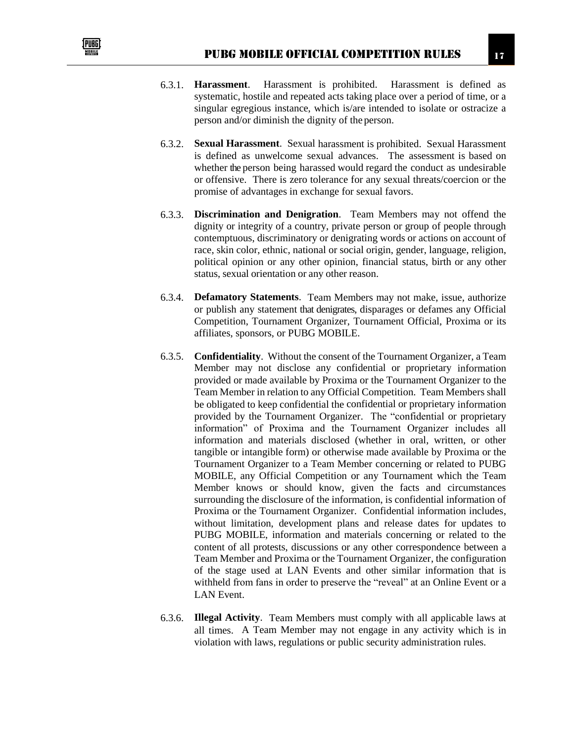6.3.1. **Harassment**. Harassment is prohibited. Harassment is defined as systematic, hostile and repeated acts taking place over a period of time, or a singular egregious instance, which is/are intended to isolate or ostracize a person and/or diminish the dignity of the person.

6.3.2. **Sexual Harassment**. Sexual harassment is prohibited. Sexual Harassment is defined as unwelcome sexual advances. The assessment is based on whether the person being harassed would regard the conduct as undesirable or offensive. There is zero tolerance for any sexual threats/coercion or the promise of advantages in exchange for sexual favors.

6.3.3. **Discrimination and Denigration**. Team Members may not offend the dignity or integrity of a country, private person or group of people through contemptuous, discriminatory or denigrating words or actions on account of race, skin color, ethnic, national or social origin, gender, language, religion, political opinion or any other opinion, financial status, birth or any other status, sexual orientation or any other reason.

6.3.4. **Defamatory Statements**. Team Members may not make, issue, authorize or publish any statement that denigrates, disparages or defames any Official Competition, Tournament Organizer, Tournament Official, Proxima or its affiliates, sponsors, or PUBG MOBILE.

6.3.5. **Confidentiality**. Without the consent of the Tournament Organizer, a Team Member may not disclose any confidential or proprietary information provided or made available by Proxima or the Tournament Organizer to the Team Member in relation to any Official Competition. Team Members shall be obligated to keep confidential the confidential or proprietary information provided by the Tournament Organizer. The "confidential or proprietary information" of Proxima and the Tournament Organizer includes all information and materials disclosed (whether in oral, written, or other tangible or intangible form) or otherwise made available by Proxima or the Tournament Organizer to a Team Member concerning or related to PUBG MOBILE, any Official Competition or any Tournament which the Team Member knows or should know, given the facts and circumstances surrounding the disclosure of the information, is confidential information of Proxima or the Tournament Organizer. Confidential information includes, without limitation, development plans and release dates for updates to PUBG MOBILE, information and materials concerning or related to the content of all protests, discussions or any other correspondence between a Team Member and Proxima or the Tournament Organizer, the configuration of the stage used at LAN Events and other similar information that is withheld from fans in order to preserve the "reveal" at an Online Event or a LAN Event.

6.3.6. **Illegal Activity**. Team Members must comply with all applicable laws at all times. A Team Member may not engage in any activity which is in violation with laws, regulations or public security administration rules.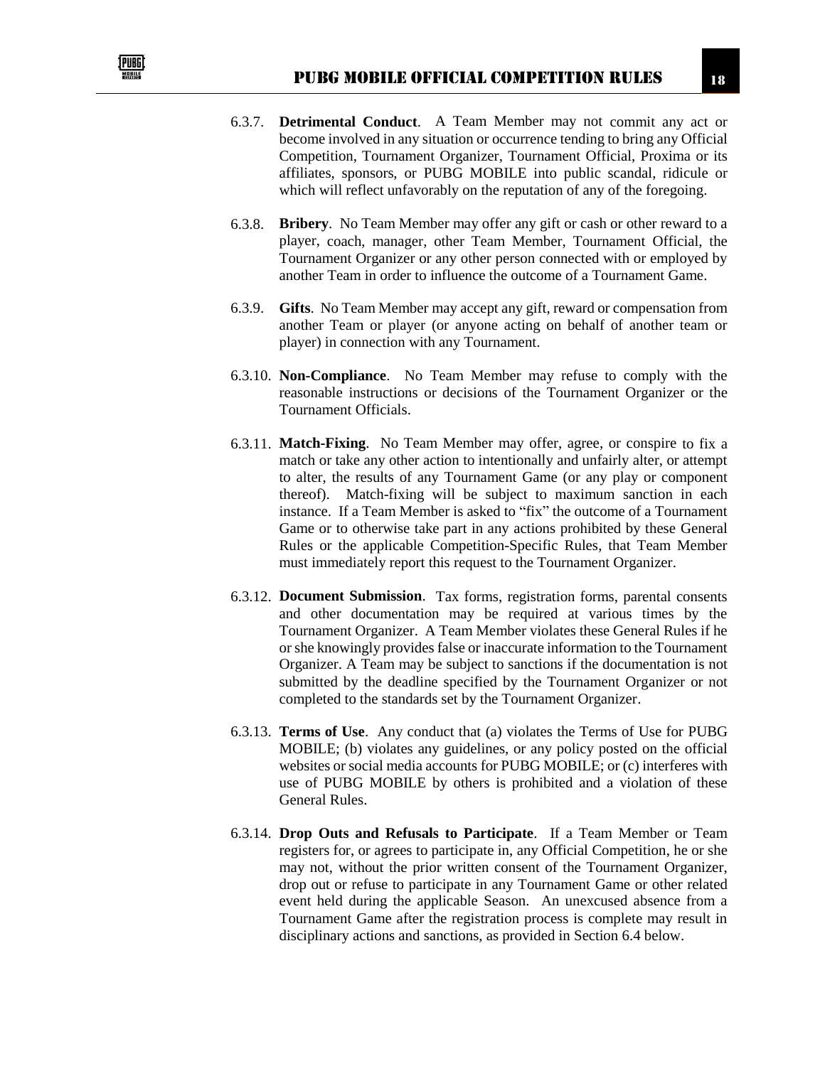6.3.7. **Detrimental Conduct**. A Team Member may not commit any act or become involved in any situation or occurrence tending to bring any Official Competition, Tournament Organizer, Tournament Official, Proxima or its affiliates, sponsors, or PUBG MOBILE into public scandal, ridicule or which will reflect unfavorably on the reputation of any of the foregoing.

6.3.8. **Bribery**. No Team Member may offer any gift or cash or other reward to a player, coach, manager, other Team Member, Tournament Official, the Tournament Organizer or any other person connected with or employed by another Team in order to influence the outcome of a Tournament Game.

6.3.9. **Gifts**. No Team Member may accept any gift, reward or compensation from another Team or player (or anyone acting on behalf of another team or player) in connection with any Tournament.

6.3.10. **Non-Compliance**. No Team Member may refuse to comply with the reasonable instructions or decisions of the Tournament Organizer or the Tournament Officials.

6.3.11. **Match-Fixing**. No Team Member may offer, agree, or conspire to fix a match or take any other action to intentionally and unfairly alter, or attempt to alter, the results of any Tournament Game (or any play or component thereof). Match-fixing will be subject to maximum sanction in each instance. If a Team Member is asked to "fix" the outcome of a Tournament Game or to otherwise take part in any actions prohibited by these General Rules or the applicable Competition-Specific Rules, that Team Member must immediately report this request to the Tournament Organizer.

6.3.12. **Document Submission**. Tax forms, registration forms, parental consents and other documentation may be required at various times by the Tournament Organizer. A Team Member violates these General Rules if he or she knowingly provides false or inaccurate information to the Tournament Organizer. A Team may be subject to sanctions if the documentation is not submitted by the deadline specified by the Tournament Organizer or not completed to the standards set by the Tournament Organizer.

6.3.13. **Terms of Use**. Any conduct that (a) violates the Terms of Use for PUBG MOBILE; (b) violates any guidelines, or any policy posted on the official websites or social media accounts for PUBG MOBILE; or (c) interferes with use of PUBG MOBILE by others is prohibited and a violation of these General Rules.

6.3.14. **Drop Outs and Refusals to Participate**. If a Team Member or Team registers for, or agrees to participate in, any Official Competition, he or she may not, without the prior written consent of the Tournament Organizer, drop out or refuse to participate in any Tournament Game or other related event held during the applicable Season. An unexcused absence from a Tournament Game after the registration process is complete may result in disciplinary actions and sanctions, as provided in Section 6.4 below.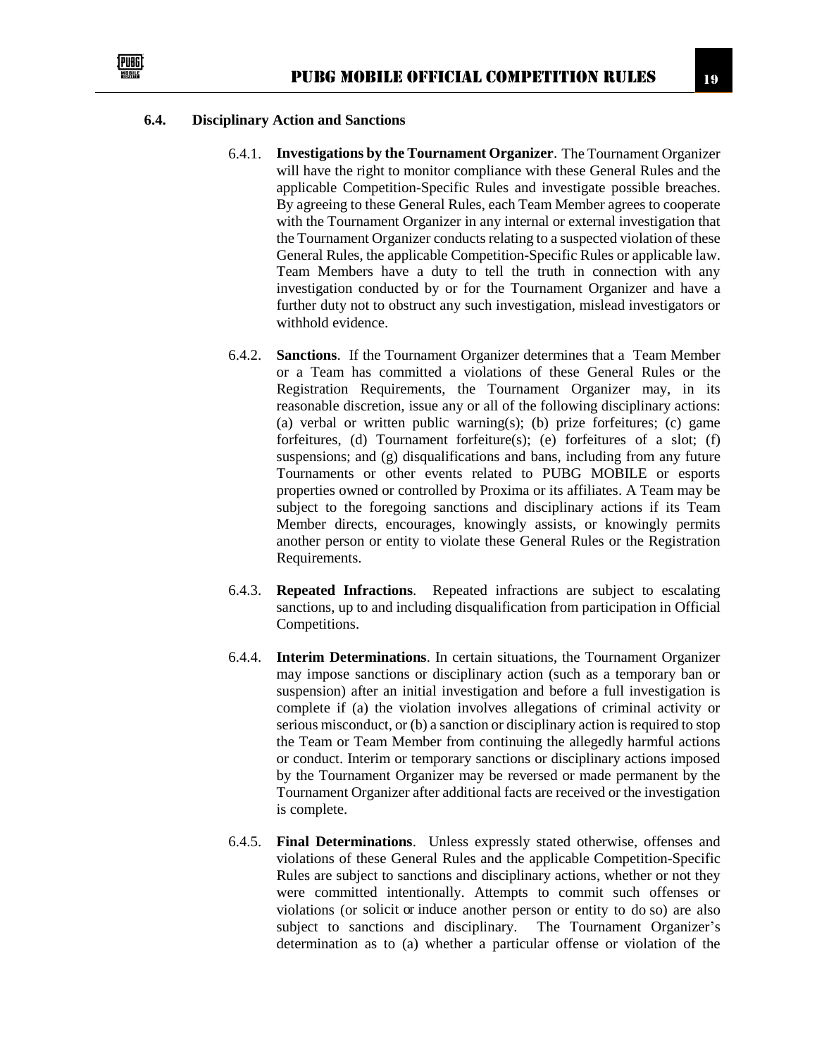### 6.4. Disciplinary Action and Sanctions

6.4.1. **Investigations by the Tournament Organizer**. The Tournament Organizer will have the right to monitor compliance with these General Rules and the applicable Competition-Specific Rules and investigate possible breaches. By agreeing to these General Rules, each Team Member agrees to cooperate with the Tournament Organizer in any internal or external investigation that the Tournament Organizer conducts relating to a suspected violation of these General Rules, the applicable Competition-Specific Rules or applicable law. Team Members have a duty to tell the truth in connection with any investigation conducted by or for the Tournament Organizer and have a further duty not to obstruct any such investigation, mislead investigators or withhold evidence.

6.4.2. **Sanctions**. If the Tournament Organizer determines that a Team Member or a Team has committed a violations of these General Rules or the Registration Requirements, the Tournament Organizer may, in its reasonable discretion, issue any or all of the following disciplinary actions: (a) verbal or written public warning(s); (b) prize forfeitures; (c) game forfeitures, (d) Tournament forfeiture(s); (e) forfeitures of a slot; (f) suspensions; and (g) disqualifications and bans, including from any future Tournaments or other events related to PUBG MOBILE or esports properties owned or controlled by Proxima or its affiliates. A Team may be subject to the foregoing sanctions and disciplinary actions if its Team Member directs, encourages, knowingly assists, or knowingly permits another person or entity to violate these General Rules or the Registration Requirements.

6.4.3. **Repeated Infractions**. Repeated infractions are subject to escalating sanctions, up to and including disqualification from participation in Official Competitions.

6.4.4. **Interim Determinations**. In certain situations, the Tournament Organizer may impose sanctions or disciplinary action (such as a temporary ban or suspension) after an initial investigation and before a full investigation is complete if (a) the violation involves allegations of criminal activity or serious misconduct, or (b) a sanction or disciplinary action is required to stop the Team or Team Member from continuing the allegedly harmful actions or conduct. Interim or temporary sanctions or disciplinary actions imposed by the Tournament Organizer may be reversed or made permanent by the Tournament Organizer after additional facts are received or the investigation is complete.

6.4.5. **Final Determinations**. Unless expressly stated otherwise, offenses and violations of these General Rules and the applicable Competition-Specific Rules are subject to sanctions and disciplinary actions, whether or not they were committed intentionally. Attempts to commit such offenses or violations (or solicit or induce another person or entity to do so) are also subject to sanctions and disciplinary. The Tournament Organizer's determination as to (a) whether a particular offense or violation of the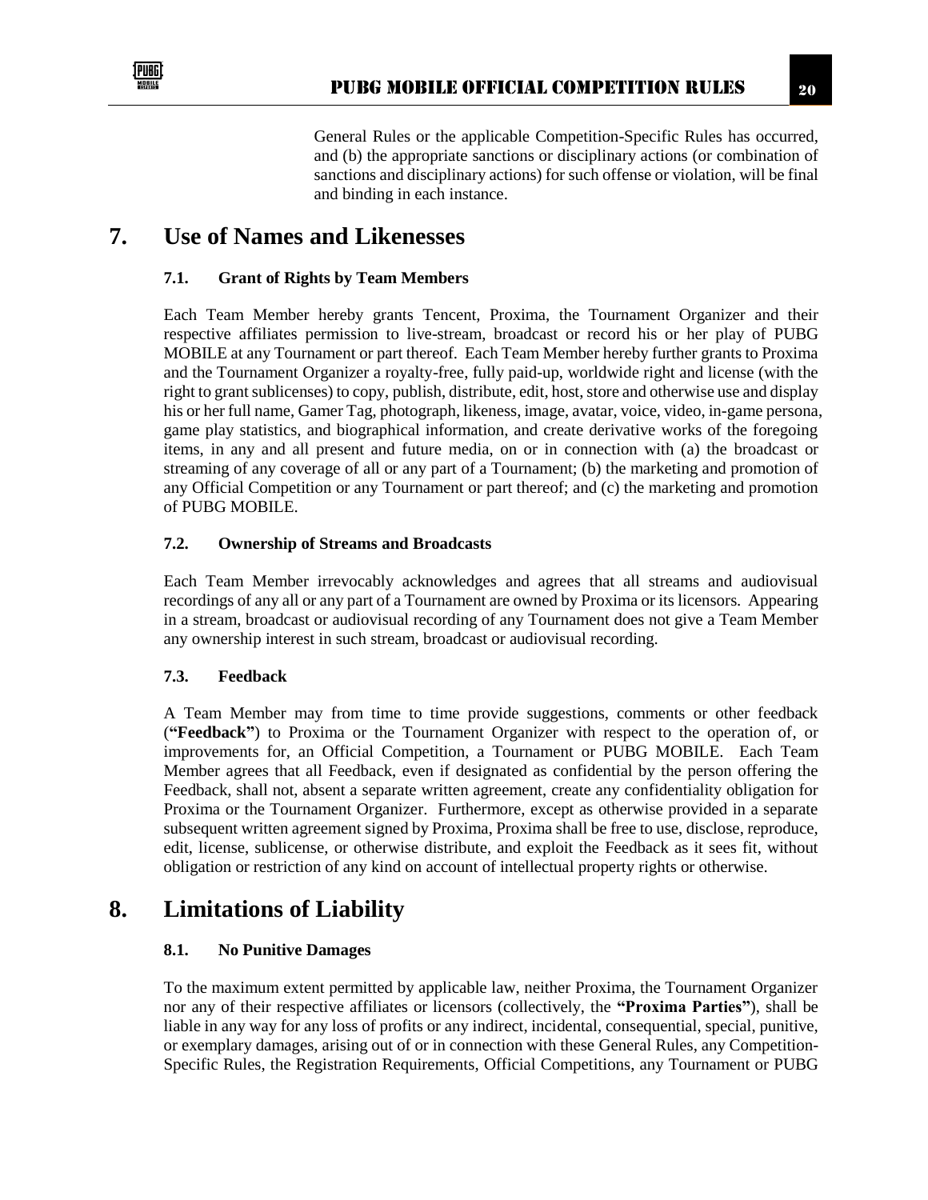General Rules or the applicable Competition-Specific Rules has occurred, and (b) the appropriate sanctions or disciplinary actions (or combination of sanctions and disciplinary actions) for such offense or violation, will be final and binding in each instance.

# 7. Use of Names and Likenesses

### 7.1. Grant of Rights by Team Members

Each Team Member hereby grants Tencent, Proxima, the Tournament Organizer and their respective affiliates permission to live-stream, broadcast or record his or her play of PUBG MOBILE at any Tournament or part thereof. Each Team Member hereby further grants to Proxima and the Tournament Organizer a royalty-free, fully paid-up, worldwide right and license (with the right to grant sublicenses) to copy, publish, distribute, edit, host, store and otherwise use and display his or her full name, Gamer Tag, photograph, likeness, image, avatar, voice, video, in-game persona, game play statistics, and biographical information, and create derivative works of the foregoing items, in any and all present and future media, on or in connection with (a) the broadcast or streaming of any coverage of all or any part of a Tournament; (b) the marketing and promotion of any Official Competition or any Tournament or part thereof; and (c) the marketing and promotion of PUBG MOBILE.

### 7.2. Ownership of Streams and Broadcasts

Each Team Member irrevocably acknowledges and agrees that all streams and audiovisual recordings of any all or any part of a Tournament are owned by Proxima or its licensors. Appearing in a stream, broadcast or audiovisual recording of any Tournament does not give a Team Member any ownership interest in such stream, broadcast or audiovisual recording.

### 7.3. Feedback

A Team Member may from time to time provide suggestions, comments or other feedback (**"Feedback"**) to Proxima or the Tournament Organizer with respect to the operation of, or improvements for, an Official Competition, a Tournament or PUBG MOBILE. Each Team Member agrees that all Feedback, even if designated as confidential by the person offering the Feedback, shall not, absent a separate written agreement, create any confidentiality obligation for Proxima or the Tournament Organizer. Furthermore, except as otherwise provided in a separate subsequent written agreement signed by Proxima, Proxima shall be free to use, disclose, reproduce, edit, license, sublicense, or otherwise distribute, and exploit the Feedback as it sees fit, without obligation or restriction of any kind on account of intellectual property rights or otherwise.

# 8. Limitations of Liability

### 8.1. No Punitive Damages

To the maximum extent permitted by applicable law, neither Proxima, the Tournament Organizer nor any of their respective affiliates or licensors (collectively, the **"Proxima Parties"**), shall be liable in any way for any loss of profits or any indirect, incidental, consequential, special, punitive, or exemplary damages, arising out of or in connection with these General Rules, any Competition-Specific Rules, the Registration Requirements, Official Competitions, any Tournament or PUBG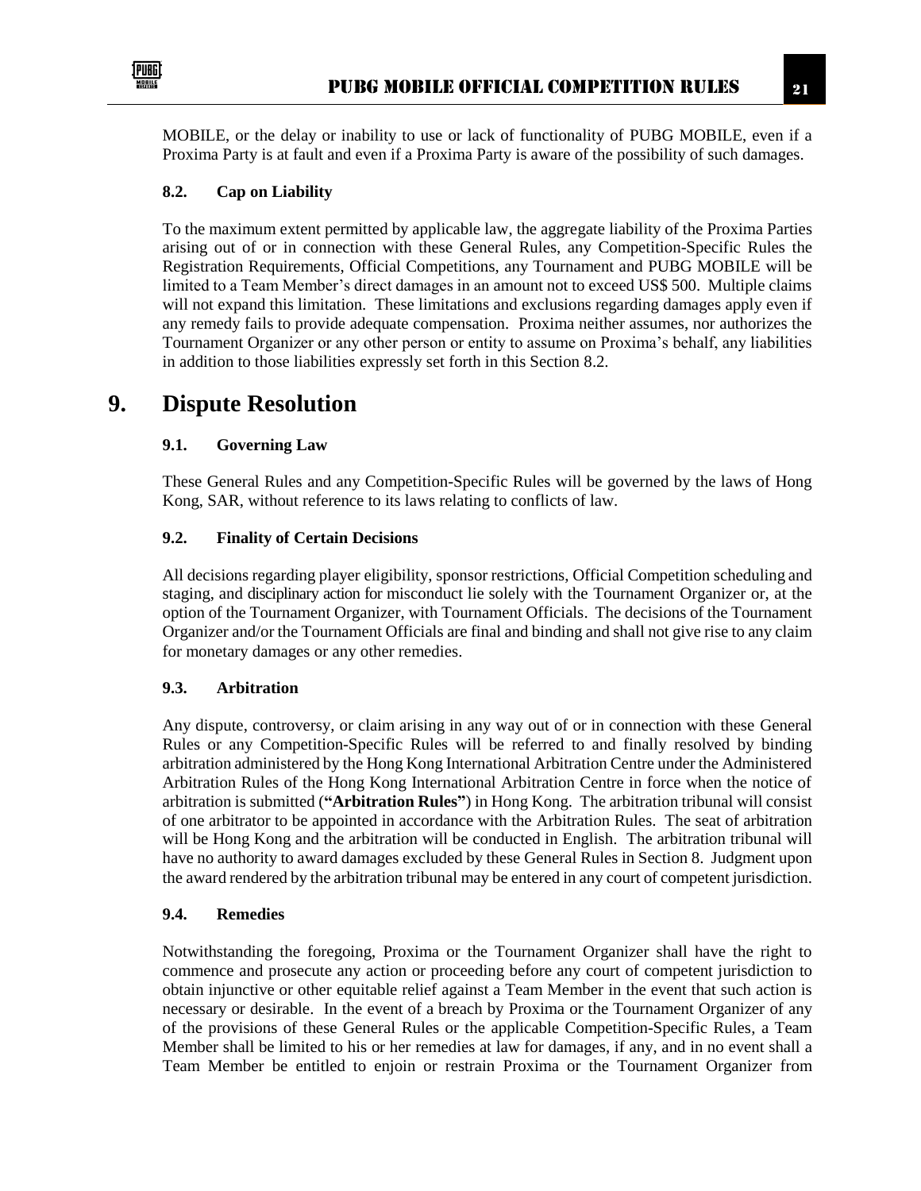MOBILE, or the delay or inability to use or lack of functionality of PUBG MOBILE, even if a Proxima Party is at fault and even if a Proxima Party is aware of the possibility of such damages.

### 8.2. Cap on Liability

To the maximum extent permitted by applicable law, the aggregate liability of the Proxima Parties arising out of or in connection with these General Rules, any Competition-Specific Rules the Registration Requirements, Official Competitions, any Tournament and PUBG MOBILE will be limited to a Team Member's direct damages in an amount not to exceed US$ 500. Multiple claims will not expand this limitation. These limitations and exclusions regarding damages apply even if any remedy fails to provide adequate compensation. Proxima neither assumes, nor authorizes the Tournament Organizer or any other person or entity to assume on Proxima's behalf, any liabilities in addition to those liabilities expressly set forth in this Section 8.2.

## 9. Dispute Resolution

### 9.1. Governing Law

These General Rules and any Competition-Specific Rules will be governed by the laws of Hong Kong, SAR, without reference to its laws relating to conflicts of law.

### 9.2. Finality of Certain Decisions

All decisions regarding player eligibility, sponsor restrictions, Official Competition scheduling and staging, and disciplinary action for misconduct lie solely with the Tournament Organizer or, at the option of the Tournament Organizer, with Tournament Officials. The decisions of the Tournament Organizer and/or the Tournament Officials are final and binding and shall not give rise to any claim for monetary damages or any other remedies.

### 9.3. Arbitration

Any dispute, controversy, or claim arising in any way out of or in connection with these General Rules or any Competition-Specific Rules will be referred to and finally resolved by binding arbitration administered by the Hong Kong International Arbitration Centre under the Administered Arbitration Rules of the Hong Kong International Arbitration Centre in force when the notice of arbitration is submitted (**"Arbitration Rules"**) in Hong Kong. The arbitration tribunal will consist of one arbitrator to be appointed in accordance with the Arbitration Rules. The seat of arbitration will be Hong Kong and the arbitration will be conducted in English. The arbitration tribunal will have no authority to award damages excluded by these General Rules in Section 8. Judgment upon the award rendered by the arbitration tribunal may be entered in any court of competent jurisdiction.

### 9.4. Remedies

Notwithstanding the foregoing, Proxima or the Tournament Organizer shall have the right to commence and prosecute any action or proceeding before any court of competent jurisdiction to obtain injunctive or other equitable relief against a Team Member in the event that such action is necessary or desirable. In the event of a breach by Proxima or the Tournament Organizer of any of the provisions of these General Rules or the applicable Competition-Specific Rules, a Team Member shall be limited to his or her remedies at law for damages, if any, and in no event shall a Team Member be entitled to enjoin or restrain Proxima or the Tournament Organizer from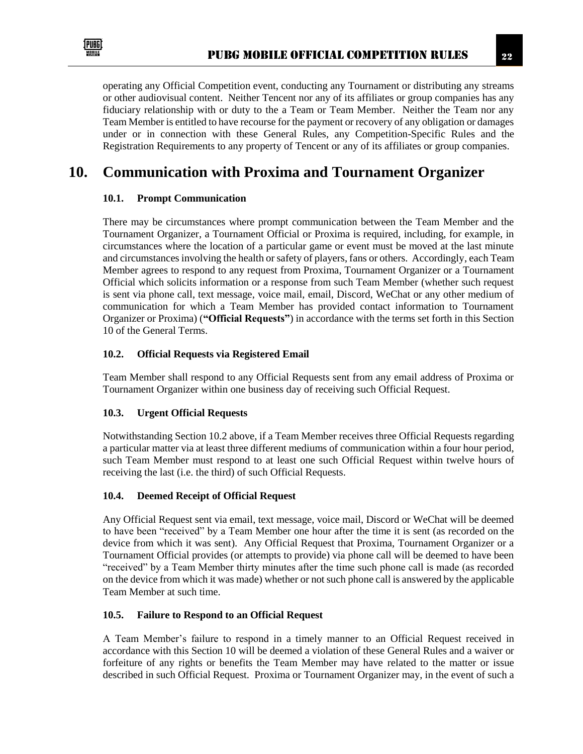operating any Official Competition event, conducting any Tournament or distributing any streams or other audiovisual content. Neither Tencent nor any of its affiliates or group companies has any fiduciary relationship with or duty to the a Team or Team Member. Neither the Team nor any Team Member is entitled to have recourse for the payment or recovery of any obligation or damages under or in connection with these General Rules, any Competition-Specific Rules and the Registration Requirements to any property of Tencent or any of its affiliates or group companies.

# 10. Communication with Proxima and Tournament Organizer

### 10.1. Prompt Communication

There may be circumstances where prompt communication between the Team Member and the Tournament Organizer, a Tournament Official or Proxima is required, including, for example, in circumstances where the location of a particular game or event must be moved at the last minute and circumstances involving the health or safety of players, fans or others. Accordingly, each Team Member agrees to respond to any request from Proxima, Tournament Organizer or a Tournament Official which solicits information or a response from such Team Member (whether such request is sent via phone call, text message, voice mail, email, Discord, WeChat or any other medium of communication for which a Team Member has provided contact information to Tournament Organizer or Proxima) (**"Official Requests"**) in accordance with the terms set forth in this Section 10 of the General Terms.

### 10.2. Official Requests via Registered Email

Team Member shall respond to any Official Requests sent from any email address of Proxima or Tournament Organizer within one business day of receiving such Official Request.

### 10.3. Urgent Official Requests

Notwithstanding Section 10.2 above, if a Team Member receives three Official Requests regarding a particular matter via at least three different mediums of communication within a four hour period, such Team Member must respond to at least one such Official Request within twelve hours of receiving the last (i.e. the third) of such Official Requests.

### 10.4. Deemed Receipt of Official Request

Any Official Request sent via email, text message, voice mail, Discord or WeChat will be deemed to have been "received" by a Team Member one hour after the time it is sent (as recorded on the device from which it was sent). Any Official Request that Proxima, Tournament Organizer or a Tournament Official provides (or attempts to provide) via phone call will be deemed to have been "received" by a Team Member thirty minutes after the time such phone call is made (as recorded on the device from which it was made) whether or not such phone call is answered by the applicable Team Member at such time.

### 10.5. Failure to Respond to an Official Request

A Team Member's failure to respond in a timely manner to an Official Request received in accordance with this Section 10 will be deemed a violation of these General Rules and a waiver or forfeiture of any rights or benefits the Team Member may have related to the matter or issue described in such Official Request. Proxima or Tournament Organizer may, in the event of such a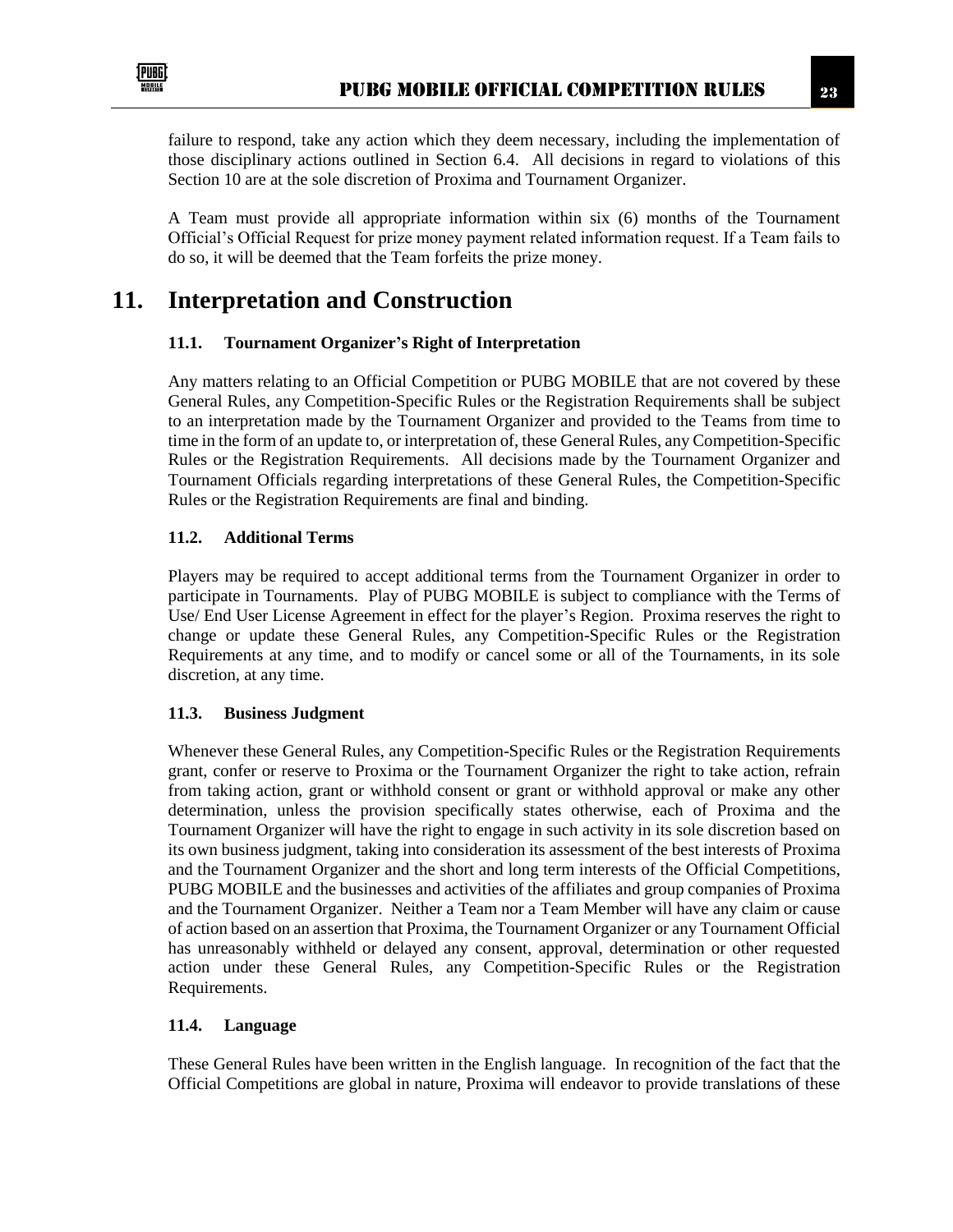failure to respond, take any action which they deem necessary, including the implementation of those disciplinary actions outlined in Section 6.4. All decisions in regard to violations of this Section 10 are at the sole discretion of Proxima and Tournament Organizer.

A Team must provide all appropriate information within six (6) months of the Tournament Official's Official Request for prize money payment related information request. If a Team fails to do so, it will be deemed that the Team forfeits the prize money.

# 11. Interpretation and Construction

### 11.1. Tournament Organizer's Right of Interpretation

Any matters relating to an Official Competition or PUBG MOBILE that are not covered by these General Rules, any Competition-Specific Rules or the Registration Requirements shall be subject to an interpretation made by the Tournament Organizer and provided to the Teams from time to time in the form of an update to, or interpretation of, these General Rules, any Competition-Specific Rules or the Registration Requirements. All decisions made by the Tournament Organizer and Tournament Officials regarding interpretations of these General Rules, the Competition-Specific Rules or the Registration Requirements are final and binding.

### 11.2. Additional Terms

Players may be required to accept additional terms from the Tournament Organizer in order to participate in Tournaments. Play of PUBG MOBILE is subject to compliance with the Terms of Use/ End User License Agreement in effect for the player's Region. Proxima reserves the right to change or update these General Rules, any Competition-Specific Rules or the Registration Requirements at any time, and to modify or cancel some or all of the Tournaments, in its sole discretion, at any time.

### 11.3. Business Judgment

Whenever these General Rules, any Competition-Specific Rules or the Registration Requirements grant, confer or reserve to Proxima or the Tournament Organizer the right to take action, refrain from taking action, grant or withhold consent or grant or withhold approval or make any other determination, unless the provision specifically states otherwise, each of Proxima and the Tournament Organizer will have the right to engage in such activity in its sole discretion based on its own business judgment, taking into consideration its assessment of the best interests of Proxima and the Tournament Organizer and the short and long term interests of the Official Competitions, PUBG MOBILE and the businesses and activities of the affiliates and group companies of Proxima and the Tournament Organizer. Neither a Team nor a Team Member will have any claim or cause of action based on an assertion that Proxima, the Tournament Organizer or any Tournament Official has unreasonably withheld or delayed any consent, approval, determination or other requested action under these General Rules, any Competition-Specific Rules or the Registration Requirements.

### 11.4. Language

These General Rules have been written in the English language. In recognition of the fact that the Official Competitions are global in nature, Proxima will endeavor to provide translations of these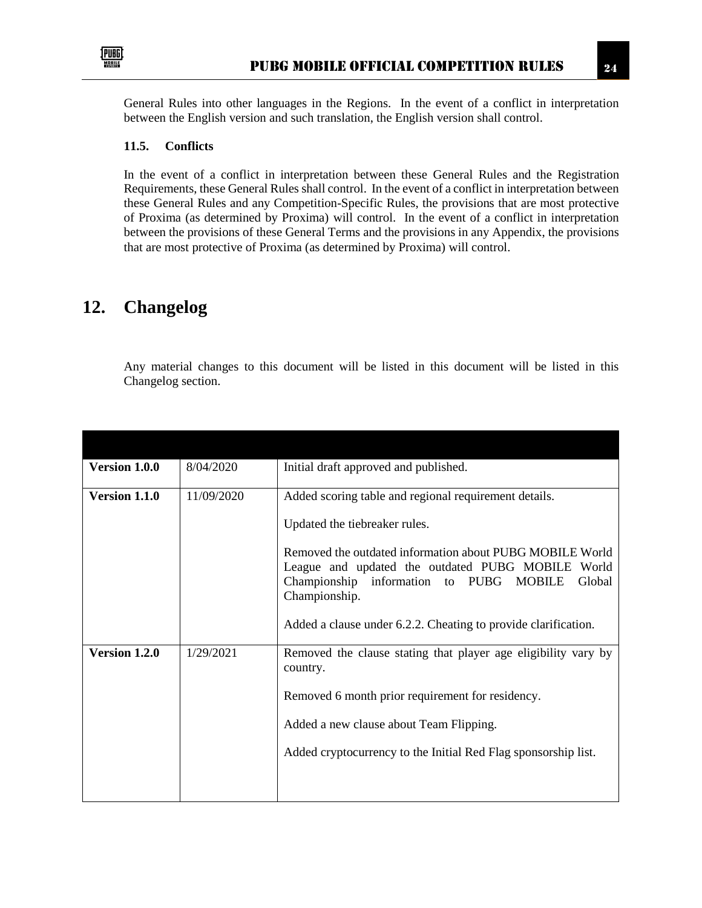General Rules into other languages in the Regions. In the event of a conflict in interpretation between the English version and such translation, the English version shall control.

### 11.5. Conflicts

In the event of a conflict in interpretation between these General Rules and the Registration Requirements, these General Rules shall control. In the event of a conflict in interpretation between these General Rules and any Competition-Specific Rules, the provisions that are most protective of Proxima (as determined by Proxima) will control. In the event of a conflict in interpretation between the provisions of these General Terms and the provisions in any Appendix, the provisions that are most protective of Proxima (as determined by Proxima) will control.

## 12. Changelog

Any material changes to this document will be listed in this document will be listed in this Changelog section.

| | | |
|---|---|---|
| **Version 1.0.0** | 8/04/2020 | Initial draft approved and published. |
| **Version 1.1.0** | 11/09/2020 | Added scoring table and regional requirement details.<br><br>Updated the tiebreaker rules.<br><br>Removed the outdated information about PUBG MOBILE World League and updated the outdated PUBG MOBILE World Championship information to PUBG MOBILE Global Championship.<br><br>Added a clause under 6.2.2. Cheating to provide clarification. |
| **Version 1.2.0** | 1/29/2021 | Removed the clause stating that player age eligibility vary by country.<br><br>Removed 6 month prior requirement for residency.<br><br>Added a new clause about Team Flipping.<br><br>Added cryptocurrency to the Initial Red Flag sponsorship list. |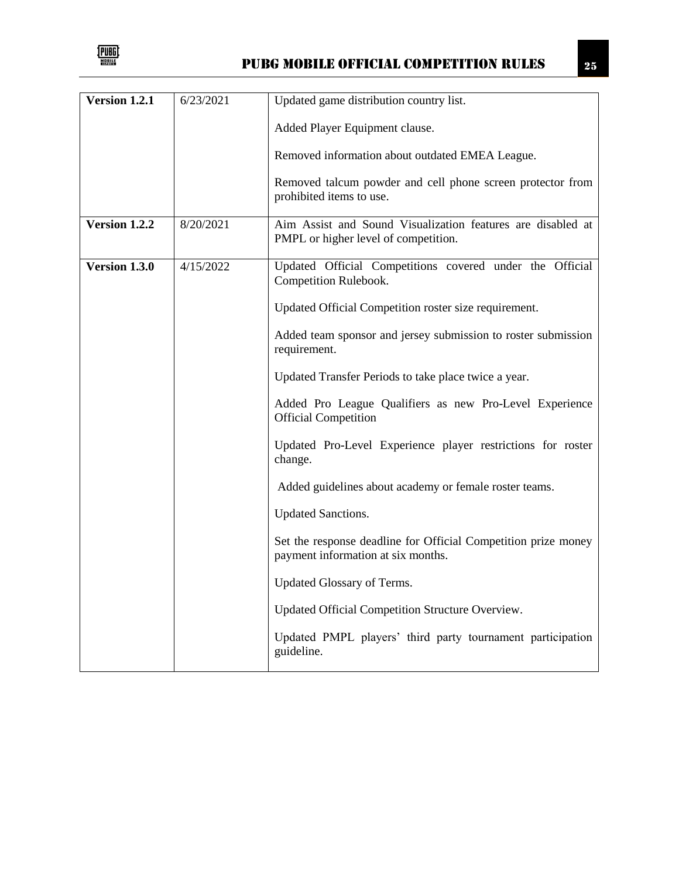| Version 1.2.1 | 6/23/2021 | Updated game distribution country list.<br><br>Added Player Equipment clause.<br><br>Removed information about outdated EMEA League.<br><br>Removed talcum powder and cell phone screen protector from prohibited items to use. |
|---|---|---|
| **Version 1.2.2** | 8/20/2021 | Aim Assist and Sound Visualization features are disabled at PMPL or higher level of competition. |
| **Version 1.3.0** | 4/15/2022 | Updated Official Competitions covered under the Official Competition Rulebook.<br><br>Updated Official Competition roster size requirement.<br><br>Added team sponsor and jersey submission to roster submission requirement.<br><br>Updated Transfer Periods to take place twice a year.<br><br>Added Pro League Qualifiers as new Pro-Level Experience Official Competition<br><br>Updated Pro-Level Experience player restrictions for roster change.<br><br>Added guidelines about academy or female roster teams.<br><br>Updated Sanctions.<br><br>Set the response deadline for Official Competition prize money payment information at six months.<br><br>Updated Glossary of Terms.<br><br>Updated Official Competition Structure Overview.<br><br>Updated PMPL players' third party tournament participation guideline. |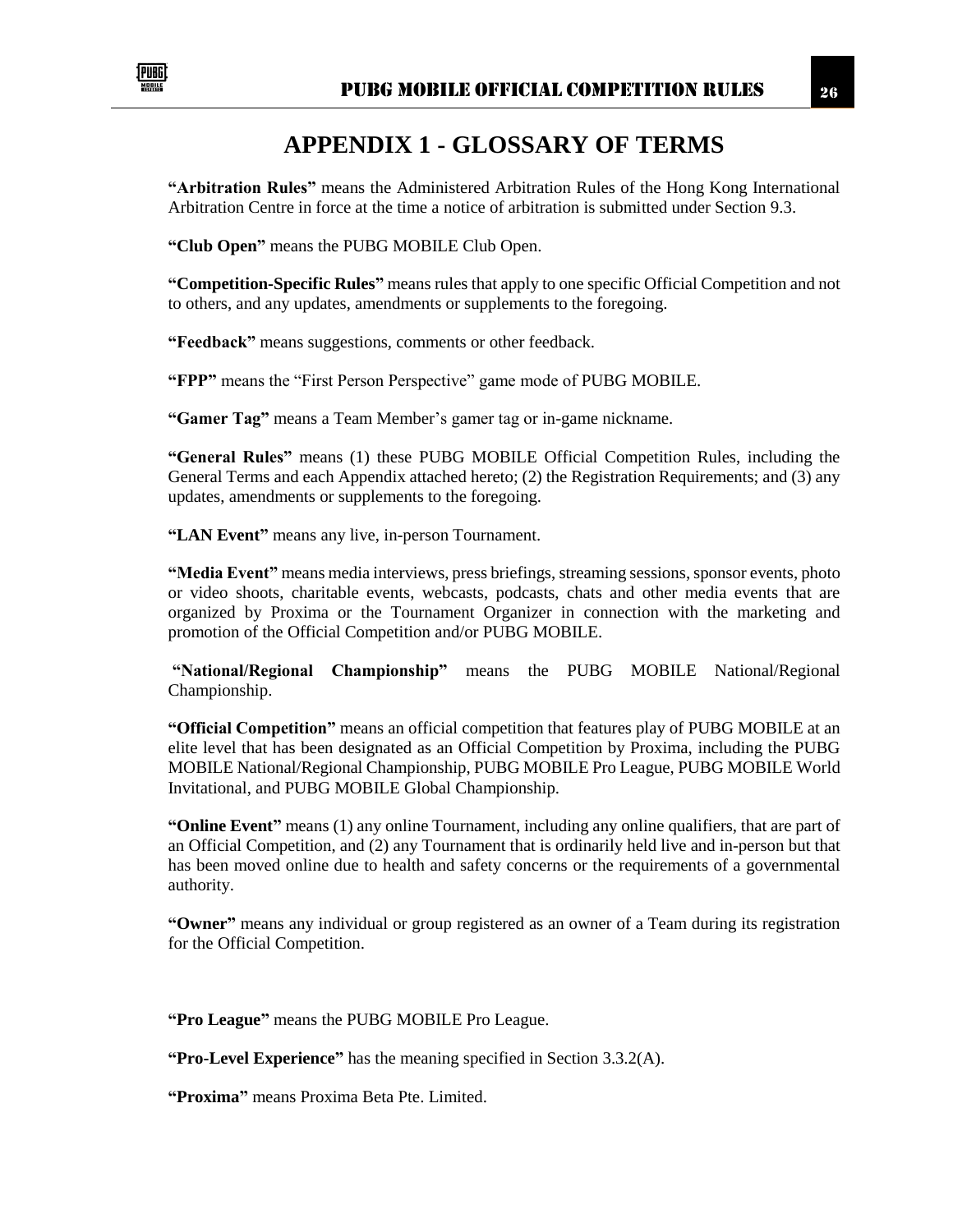# APPENDIX 1 - GLOSSARY OF TERMS

**"Arbitration Rules"** means the Administered Arbitration Rules of the Hong Kong International Arbitration Centre in force at the time a notice of arbitration is submitted under Section 9.3.

**"Club Open"** means the PUBG MOBILE Club Open.

**"Competition-Specific Rules"** means rules that apply to one specific Official Competition and not to others, and any updates, amendments or supplements to the foregoing.

**"Feedback"** means suggestions, comments or other feedback.

**"FPP"** means the "First Person Perspective" game mode of PUBG MOBILE.

**"Gamer Tag"** means a Team Member's gamer tag or in-game nickname.

**"General Rules"** means (1) these PUBG MOBILE Official Competition Rules, including the General Terms and each Appendix attached hereto; (2) the Registration Requirements; and (3) any updates, amendments or supplements to the foregoing.

**"LAN Event"** means any live, in-person Tournament.

**"Media Event"** means media interviews, press briefings, streaming sessions, sponsor events, photo or video shoots, charitable events, webcasts, podcasts, chats and other media events that are organized by Proxima or the Tournament Organizer in connection with the marketing and promotion of the Official Competition and/or PUBG MOBILE.

**"National/Regional Championship"** means the PUBG MOBILE National/Regional Championship.

**"Official Competition"** means an official competition that features play of PUBG MOBILE at an elite level that has been designated as an Official Competition by Proxima, including the PUBG MOBILE National/Regional Championship, PUBG MOBILE Pro League, PUBG MOBILE World Invitational, and PUBG MOBILE Global Championship.

**"Online Event"** means (1) any online Tournament, including any online qualifiers, that are part of an Official Competition, and (2) any Tournament that is ordinarily held live and in-person but that has been moved online due to health and safety concerns or the requirements of a governmental authority.

**"Owner"** means any individual or group registered as an owner of a Team during its registration for the Official Competition.

**"Pro League"** means the PUBG MOBILE Pro League.

**"Pro-Level Experience"** has the meaning specified in Section 3.3.2(A).

**"Proxima"** means Proxima Beta Pte. Limited.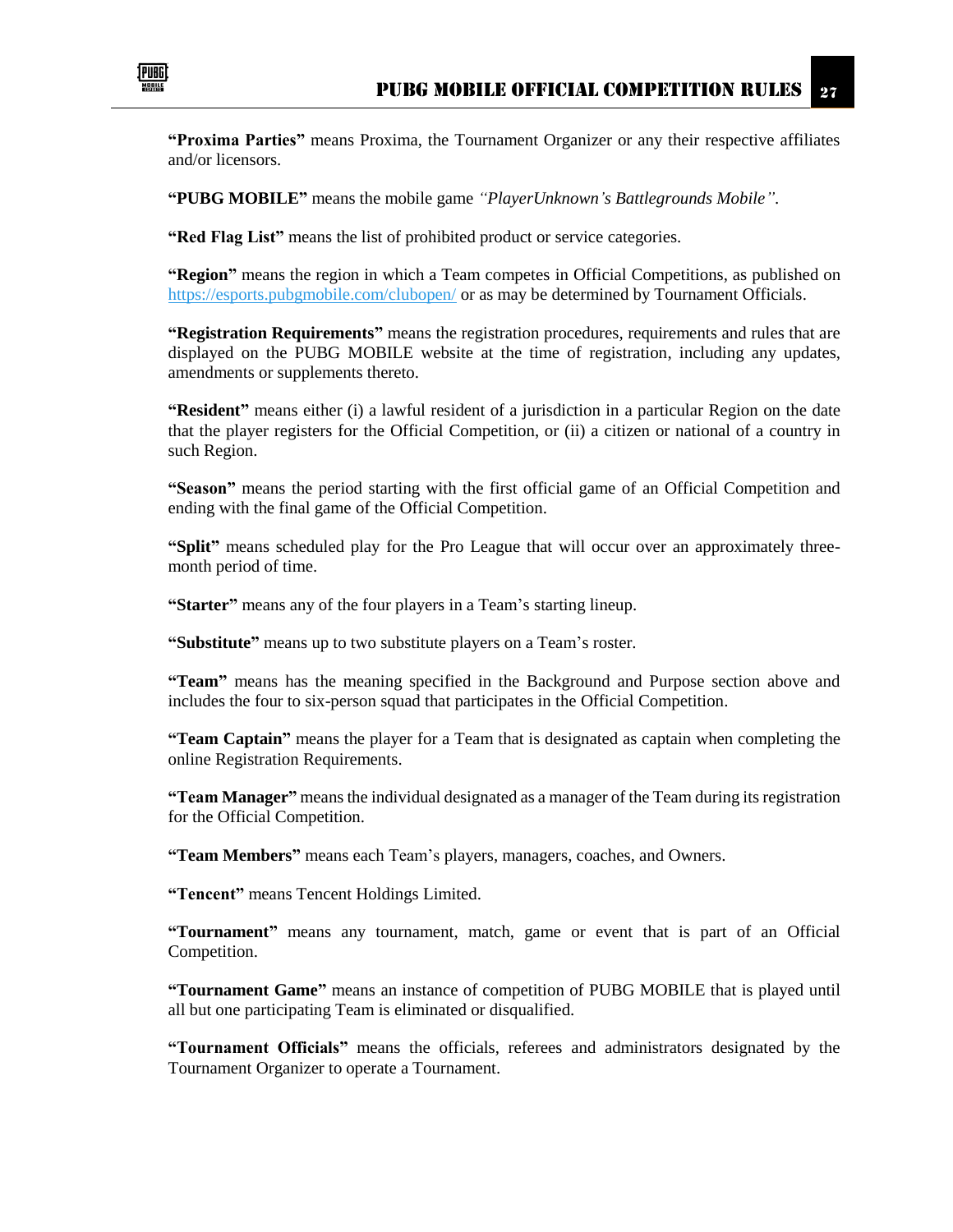**"Proxima Parties"** means Proxima, the Tournament Organizer or any their respective affiliates and/or licensors.

**"PUBG MOBILE"** means the mobile game *"PlayerUnknown's Battlegrounds Mobile"*.

**"Red Flag List"** means the list of prohibited product or service categories.

**"Region"** means the region in which a Team competes in Official Competitions, as published on [https://esports.pubgmobile.com/clubopen/](https://esports.pubgmobile.com/clubopen/) or as may be determined by Tournament Officials.

**"Registration Requirements"** means the registration procedures, requirements and rules that are displayed on the PUBG MOBILE website at the time of registration, including any updates, amendments or supplements thereto.

**"Resident"** means either (i) a lawful resident of a jurisdiction in a particular Region on the date that the player registers for the Official Competition, or (ii) a citizen or national of a country in such Region.

**"Season"** means the period starting with the first official game of an Official Competition and ending with the final game of the Official Competition.

**"Split"** means scheduled play for the Pro League that will occur over an approximately three-month period of time.

**"Starter"** means any of the four players in a Team's starting lineup.

**"Substitute"** means up to two substitute players on a Team's roster.

**"Team"** means has the meaning specified in the Background and Purpose section above and includes the four to six-person squad that participates in the Official Competition.

**"Team Captain"** means the player for a Team that is designated as captain when completing the online Registration Requirements.

**"Team Manager"** means the individual designated as a manager of the Team during its registration for the Official Competition.

**"Team Members"** means each Team's players, managers, coaches, and Owners.

**"Tencent"** means Tencent Holdings Limited.

**"Tournament"** means any tournament, match, game or event that is part of an Official Competition.

**"Tournament Game"** means an instance of competition of PUBG MOBILE that is played until all but one participating Team is eliminated or disqualified.

**"Tournament Officials"** means the officials, referees and administrators designated by the Tournament Organizer to operate a Tournament.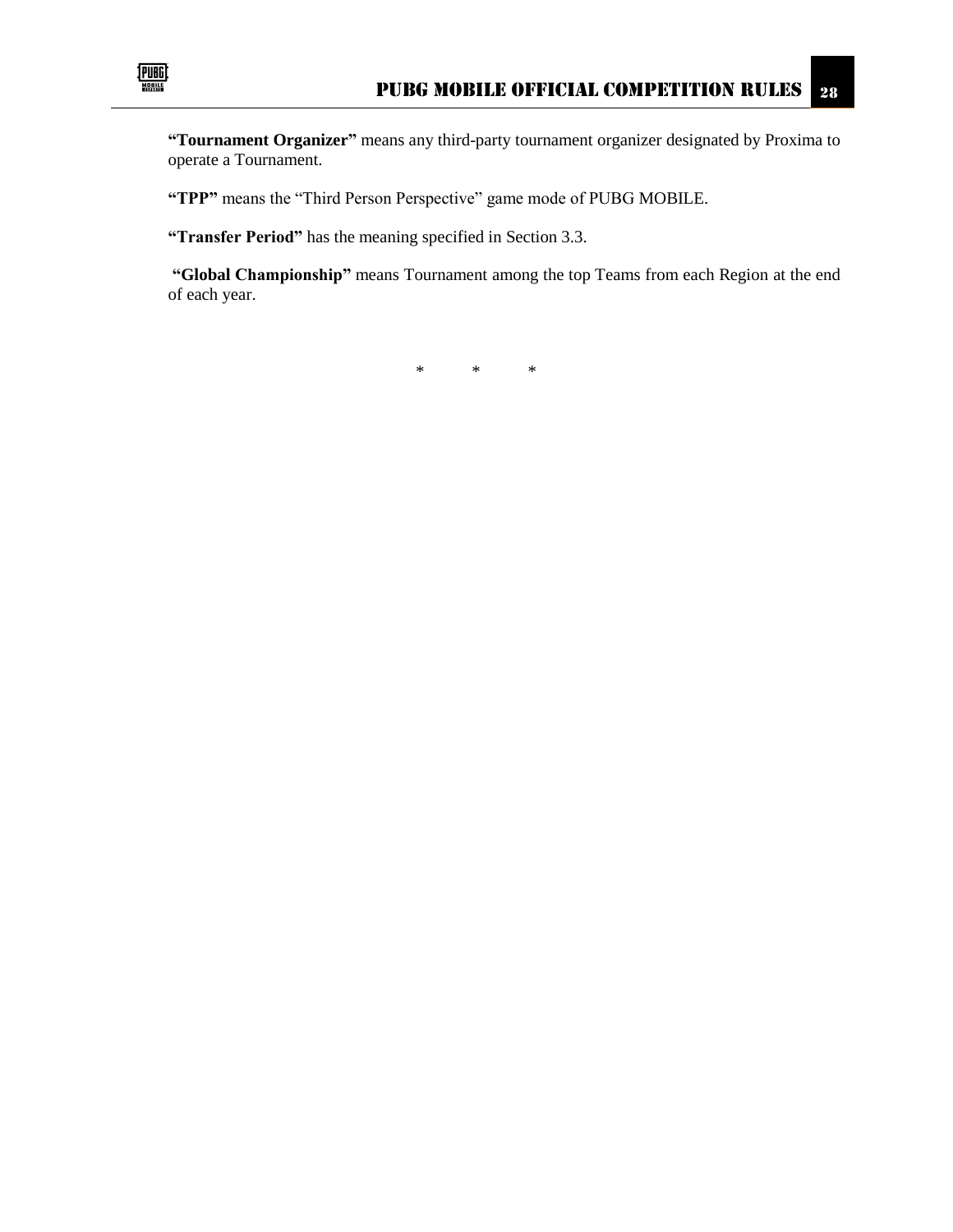**"Tournament Organizer"** means any third-party tournament organizer designated by Proxima to operate a Tournament.

**"TPP"** means the "Third Person Perspective" game mode of PUBG MOBILE.

**"Transfer Period"** has the meaning specified in Section 3.3.

**"Global Championship"** means Tournament among the top Teams from each Region at the end of each year.

\*          \*          \*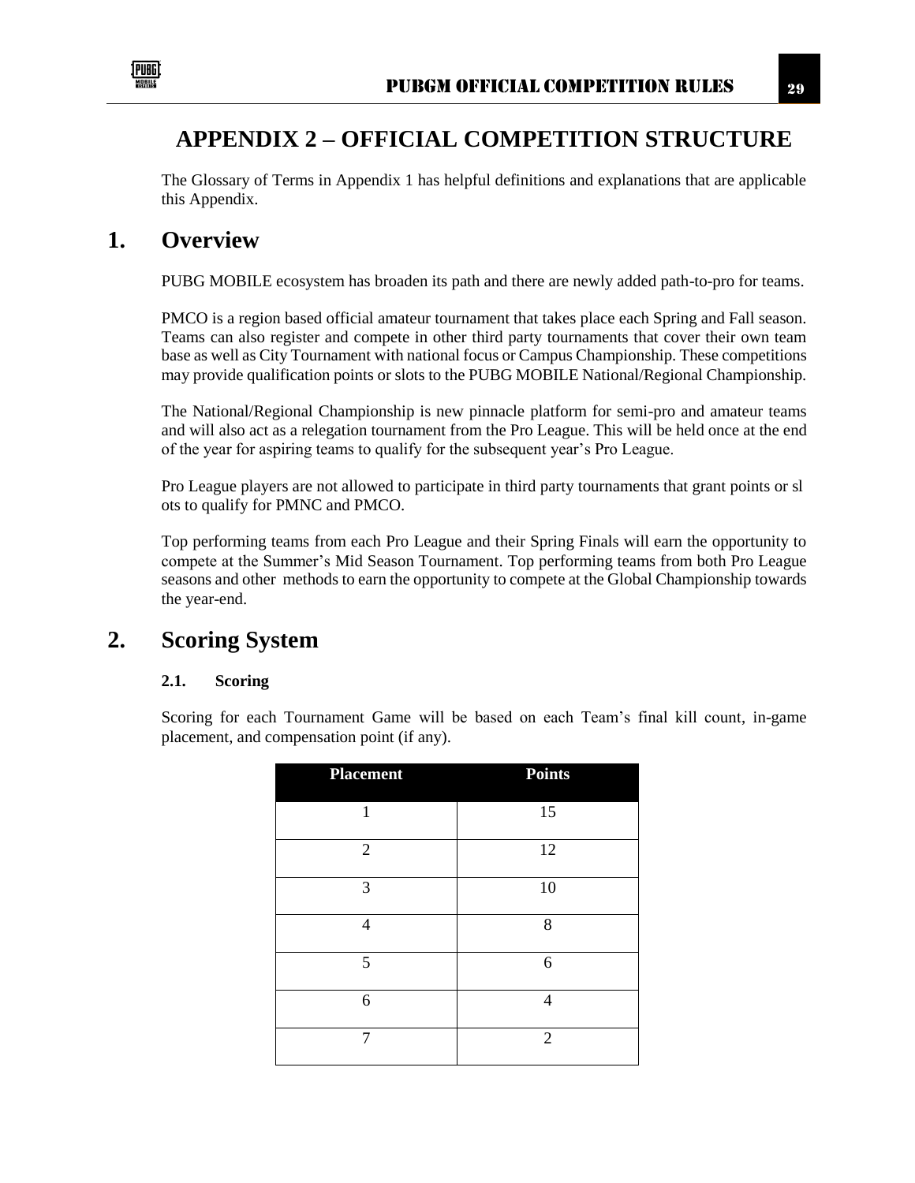# APPENDIX 2 – OFFICIAL COMPETITION STRUCTURE

The Glossary of Terms in Appendix 1 has helpful definitions and explanations that are applicable this Appendix.

## 1. Overview

PUBG MOBILE ecosystem has broaden its path and there are newly added path-to-pro for teams.

PMCO is a region based official amateur tournament that takes place each Spring and Fall season. Teams can also register and compete in other third party tournaments that cover their own team base as well as City Tournament with national focus or Campus Championship. These competitions may provide qualification points or slots to the PUBG MOBILE National/Regional Championship.

The National/Regional Championship is new pinnacle platform for semi-pro and amateur teams and will also act as a relegation tournament from the Pro League. This will be held once at the end of the year for aspiring teams to qualify for the subsequent year's Pro League.

Pro League players are not allowed to participate in third party tournaments that grant points or sl ots to qualify for PMNC and PMCO.

Top performing teams from each Pro League and their Spring Finals will earn the opportunity to compete at the Summer's Mid Season Tournament. Top performing teams from both Pro League seasons and other methods to earn the opportunity to compete at the Global Championship towards the year-end.

## 2. Scoring System

### 2.1. Scoring

Scoring for each Tournament Game will be based on each Team's final kill count, in-game placement, and compensation point (if any).

| Placement | Points |
|---|---|
| 1 | 15 |
| 2 | 12 |
| 3 | 10 |
| 4 | 8 |
| 5 | 6 |
| 6 | 4 |
| 7 | 2 |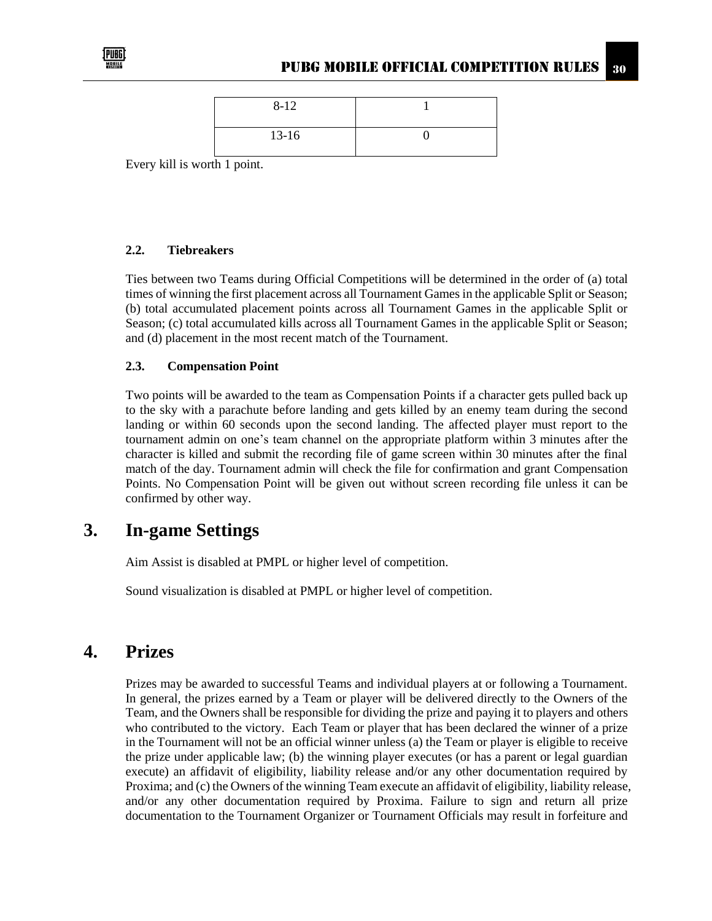| 8-12 | 1 |
| --- | --- |
| 13-16 | 0 |

Every kill is worth 1 point.

### 2.2. Tiebreakers

Ties between two Teams during Official Competitions will be determined in the order of (a) total times of winning the first placement across all Tournament Games in the applicable Split or Season; (b) total accumulated placement points across all Tournament Games in the applicable Split or Season; (c) total accumulated kills across all Tournament Games in the applicable Split or Season; and (d) placement in the most recent match of the Tournament.

### 2.3. Compensation Point

Two points will be awarded to the team as Compensation Points if a character gets pulled back up to the sky with a parachute before landing and gets killed by an enemy team during the second landing or within 60 seconds upon the second landing. The affected player must report to the tournament admin on one's team channel on the appropriate platform within 3 minutes after the character is killed and submit the recording file of game screen within 30 minutes after the final match of the day. Tournament admin will check the file for confirmation and grant Compensation Points. No Compensation Point will be given out without screen recording file unless it can be confirmed by other way.

## 3. In-game Settings

Aim Assist is disabled at PMPL or higher level of competition.

Sound visualization is disabled at PMPL or higher level of competition.

## 4. Prizes

Prizes may be awarded to successful Teams and individual players at or following a Tournament. In general, the prizes earned by a Team or player will be delivered directly to the Owners of the Team, and the Owners shall be responsible for dividing the prize and paying it to players and others who contributed to the victory. Each Team or player that has been declared the winner of a prize in the Tournament will not be an official winner unless (a) the Team or player is eligible to receive the prize under applicable law; (b) the winning player executes (or has a parent or legal guardian execute) an affidavit of eligibility, liability release and/or any other documentation required by Proxima; and (c) the Owners of the winning Team execute an affidavit of eligibility, liability release, and/or any other documentation required by Proxima. Failure to sign and return all prize documentation to the Tournament Organizer or Tournament Officials may result in forfeiture and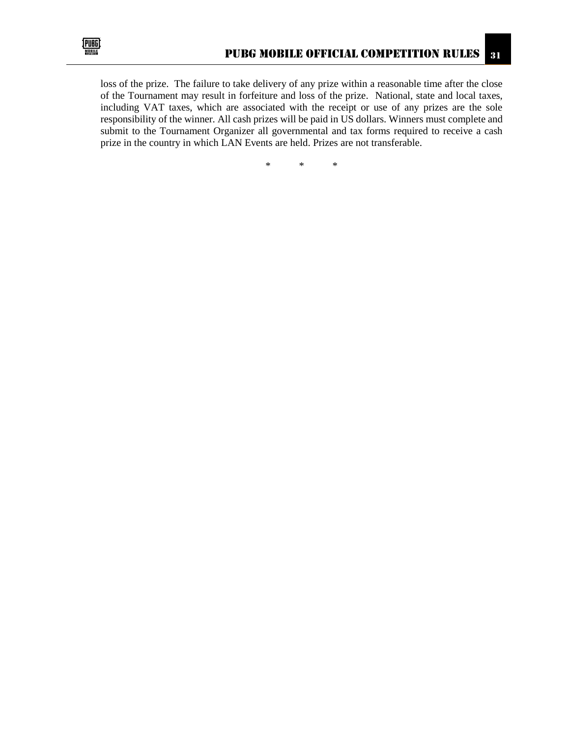loss of the prize. The failure to take delivery of any prize within a reasonable time after the close of the Tournament may result in forfeiture and loss of the prize. National, state and local taxes, including VAT taxes, which are associated with the receipt or use of any prizes are the sole responsibility of the winner. All cash prizes will be paid in US dollars. Winners must complete and submit to the Tournament Organizer all governmental and tax forms required to receive a cash prize in the country in which LAN Events are held. Prizes are not transferable.

\* \* \*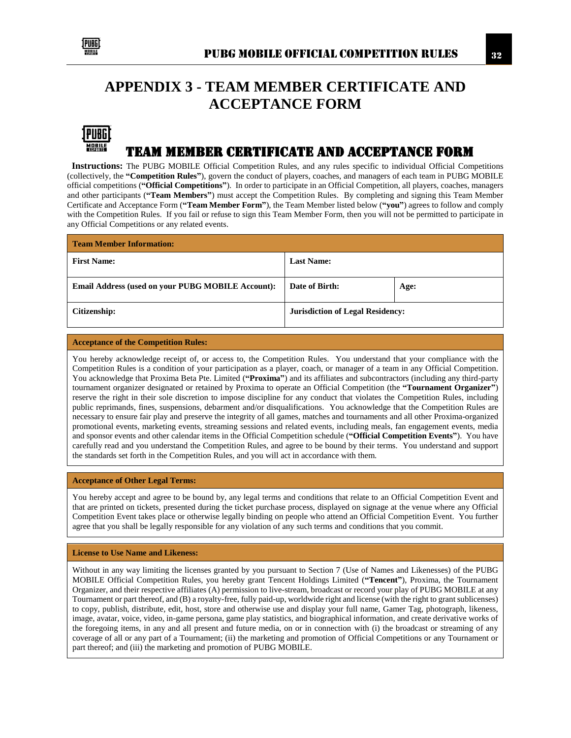# APPENDIX 3 - TEAM MEMBER CERTIFICATE AND ACCEPTANCE FORM

## TEAM MEMBER CERTIFICATE AND ACCEPTANCE FORM

**Instructions:** The PUBG MOBILE Official Competition Rules, and any rules specific to individual Official Competitions (collectively, the **"Competition Rules"**), govern the conduct of players, coaches, and managers of each team in PUBG MOBILE official competitions (**"Official Competitions"**). In order to participate in an Official Competition, all players, coaches, managers and other participants (**"Team Members"**) must accept the Competition Rules. By completing and signing this Team Member Certificate and Acceptance Form (**"Team Member Form"**), the Team Member listed below (**"you"**) agrees to follow and comply with the Competition Rules. If you fail or refuse to sign this Team Member Form, then you will not be permitted to participate in any Official Competitions or any related events.

| **Team Member Information:** | | |
|---|---|---|
| **First Name:** | **Last Name:** | |
| **Email Address (used on your PUBG MOBILE Account):** | **Date of Birth:** | **Age:** |
| **Citizenship:** | **Jurisdiction of Legal Residency:** | |

**Acceptance of the Competition Rules:**

You hereby acknowledge receipt of, or access to, the Competition Rules. You understand that your compliance with the Competition Rules is a condition of your participation as a player, coach, or manager of a team in any Official Competition. You acknowledge that Proxima Beta Pte. Limited (**"Proxima"**) and its affiliates and subcontractors (including any third-party tournament organizer designated or retained by Proxima to operate an Official Competition (the **"Tournament Organizer"**) reserve the right in their sole discretion to impose discipline for any conduct that violates the Competition Rules, including public reprimands, fines, suspensions, debarment and/or disqualifications. You acknowledge that the Competition Rules are necessary to ensure fair play and preserve the integrity of all games, matches and tournaments and all other Proxima-organized promotional events, marketing events, streaming sessions and related events, including meals, fan engagement events, media and sponsor events and other calendar items in the Official Competition schedule (**"Official Competition Events"**). You have carefully read and you understand the Competition Rules, and agree to be bound by their terms. You understand and support the standards set forth in the Competition Rules, and you will act in accordance with them.

**Acceptance of Other Legal Terms:**

You hereby accept and agree to be bound by, any legal terms and conditions that relate to an Official Competition Event and that are printed on tickets, presented during the ticket purchase process, displayed on signage at the venue where any Official Competition Event takes place or otherwise legally binding on people who attend an Official Competition Event. You further agree that you shall be legally responsible for any violation of any such terms and conditions that you commit.

**License to Use Name and Likeness:**

Without in any way limiting the licenses granted by you pursuant to Section 7 (Use of Names and Likenesses) of the PUBG MOBILE Official Competition Rules, you hereby grant Tencent Holdings Limited (**"Tencent"**), Proxima, the Tournament Organizer, and their respective affiliates (A) permission to live-stream, broadcast or record your play of PUBG MOBILE at any Tournament or part thereof, and (B) a royalty-free, fully paid-up, worldwide right and license (with the right to grant sublicenses) to copy, publish, distribute, edit, host, store and otherwise use and display your full name, Gamer Tag, photograph, likeness, image, avatar, voice, video, in-game persona, game play statistics, and biographical information, and create derivative works of the foregoing items, in any and all present and future media, on or in connection with (i) the broadcast or streaming of any coverage of all or any part of a Tournament; (ii) the marketing and promotion of Official Competitions or any Tournament or part thereof; and (iii) the marketing and promotion of PUBG MOBILE.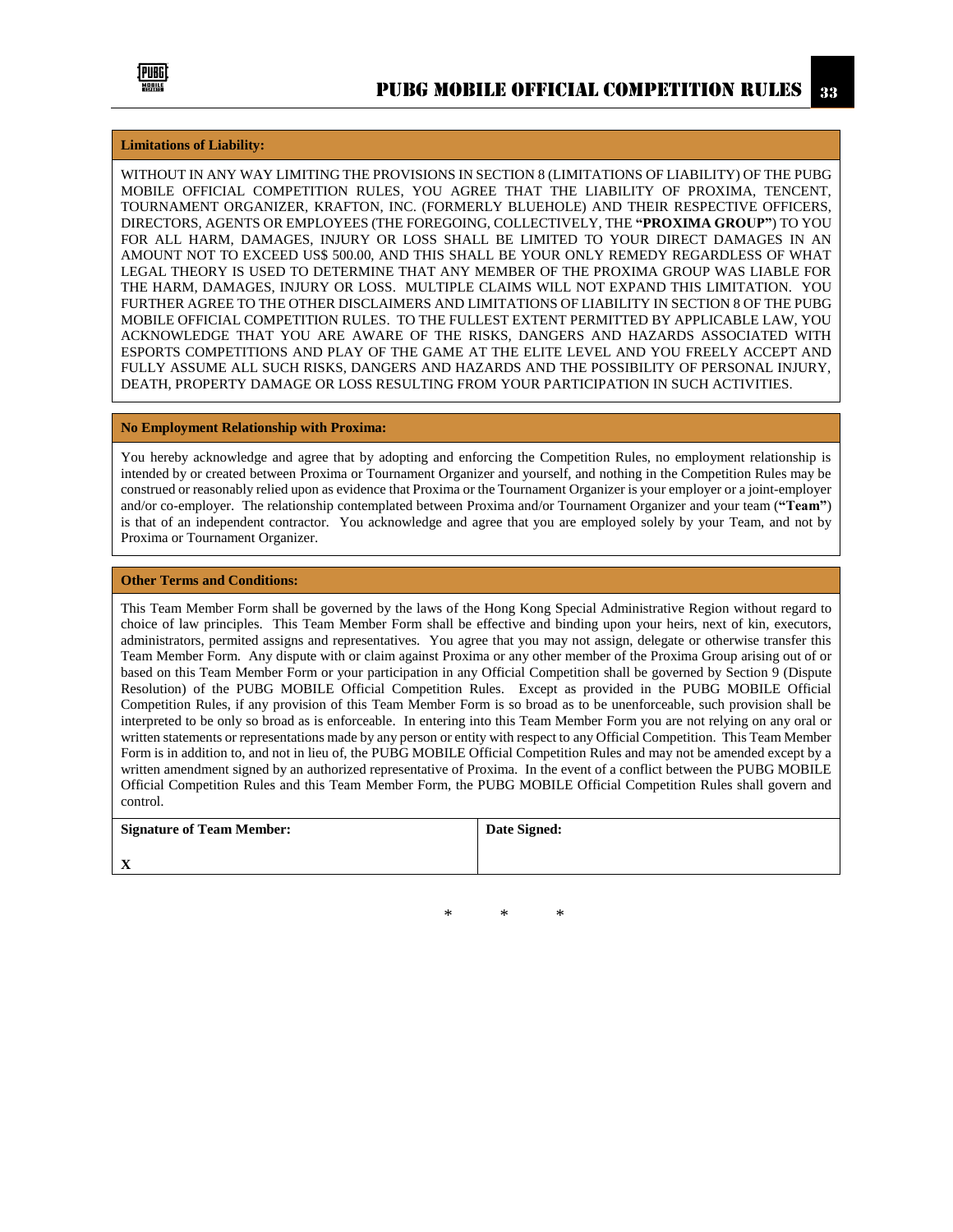**Limitations of Liability:**

WITHOUT IN ANY WAY LIMITING THE PROVISIONS IN SECTION 8 (LIMITATIONS OF LIABILITY) OF THE PUBG MOBILE OFFICIAL COMPETITION RULES, YOU AGREE THAT THE LIABILITY OF PROXIMA, TENCENT, TOURNAMENT ORGANIZER, KRAFTON, INC. (FORMERLY BLUEHOLE) AND THEIR RESPECTIVE OFFICERS, DIRECTORS, AGENTS OR EMPLOYEES (THE FOREGOING, COLLECTIVELY, THE **"PROXIMA GROUP"**) TO YOU FOR ALL HARM, DAMAGES, INJURY OR LOSS SHALL BE LIMITED TO YOUR DIRECT DAMAGES IN AN AMOUNT NOT TO EXCEED US$ 500.00, AND THIS SHALL BE YOUR ONLY REMEDY REGARDLESS OF WHAT LEGAL THEORY IS USED TO DETERMINE THAT ANY MEMBER OF THE PROXIMA GROUP WAS LIABLE FOR THE HARM, DAMAGES, INJURY OR LOSS. MULTIPLE CLAIMS WILL NOT EXPAND THIS LIMITATION. YOU FURTHER AGREE TO THE OTHER DISCLAIMERS AND LIMITATIONS OF LIABILITY IN SECTION 8 OF THE PUBG MOBILE OFFICIAL COMPETITION RULES. TO THE FULLEST EXTENT PERMITTED BY APPLICABLE LAW, YOU ACKNOWLEDGE THAT YOU ARE AWARE OF THE RISKS, DANGERS AND HAZARDS ASSOCIATED WITH ESPORTS COMPETITIONS AND PLAY OF THE GAME AT THE ELITE LEVEL AND YOU FREELY ACCEPT AND FULLY ASSUME ALL SUCH RISKS, DANGERS AND HAZARDS AND THE POSSIBILITY OF PERSONAL INJURY, DEATH, PROPERTY DAMAGE OR LOSS RESULTING FROM YOUR PARTICIPATION IN SUCH ACTIVITIES.

**No Employment Relationship with Proxima:**

You hereby acknowledge and agree that by adopting and enforcing the Competition Rules, no employment relationship is intended by or created between Proxima or Tournament Organizer and yourself, and nothing in the Competition Rules may be construed or reasonably relied upon as evidence that Proxima or the Tournament Organizer is your employer or a joint-employer and/or co-employer. The relationship contemplated between Proxima and/or Tournament Organizer and your team (**"Team"**) is that of an independent contractor. You acknowledge and agree that you are employed solely by your Team, and not by Proxima or Tournament Organizer.

**Other Terms and Conditions:**

This Team Member Form shall be governed by the laws of the Hong Kong Special Administrative Region without regard to choice of law principles. This Team Member Form shall be effective and binding upon your heirs, next of kin, executors, administrators, permited assigns and representatives. You agree that you may not assign, delegate or otherwise transfer this Team Member Form. Any dispute with or claim against Proxima or any other member of the Proxima Group arising out of or based on this Team Member Form or your participation in any Official Competition shall be governed by Section 9 (Dispute Resolution) of the PUBG MOBILE Official Competition Rules. Except as provided in the PUBG MOBILE Official Competition Rules, if any provision of this Team Member Form is so broad as to be unenforceable, such provision shall be interpreted to be only so broad as is enforceable. In entering into this Team Member Form you are not relying on any oral or written statements or representations made by any person or entity with respect to any Official Competition. This Team Member Form is in addition to, and not in lieu of, the PUBG MOBILE Official Competition Rules and may not be amended except by a written amendment signed by an authorized representative of Proxima. In the event of a conflict between the PUBG MOBILE Official Competition Rules and this Team Member Form, the PUBG MOBILE Official Competition Rules shall govern and control.

| **Signature of Team Member:** | **Date Signed:** |
| --- | --- |
| **X** | |

\* \* \*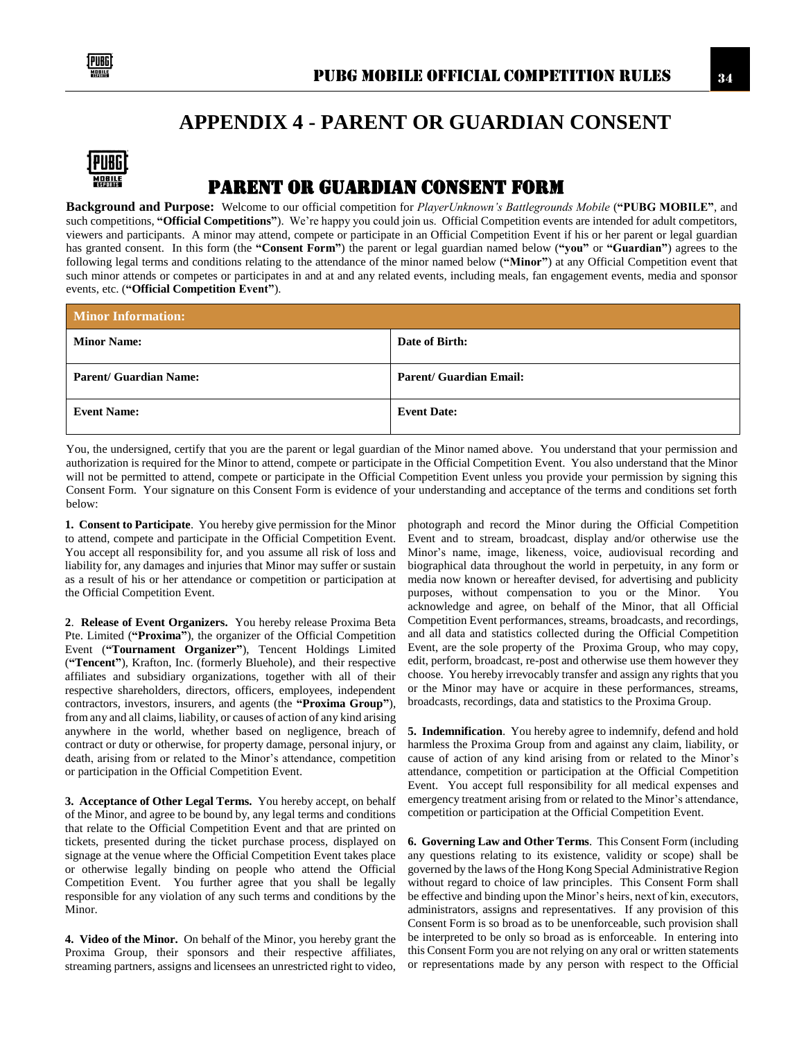# APPENDIX 4 - PARENT OR GUARDIAN CONSENT

## PARENT OR GUARDIAN CONSENT FORM

**Background and Purpose:** Welcome to our official competition for *PlayerUnknown's Battlegrounds Mobile* (**"PUBG MOBILE"**, and such competitions, **"Official Competitions"**). We're happy you could join us. Official Competition events are intended for adult competitors, viewers and participants. A minor may attend, compete or participate in an Official Competition Event if his or her parent or legal guardian has granted consent. In this form (the **"Consent Form"**) the parent or legal guardian named below (**"you"** or **"Guardian"**) agrees to the following legal terms and conditions relating to the attendance of the minor named below (**"Minor"**) at any Official Competition event that such minor attends or competes or participates in and at and any related events, including meals, fan engagement events, media and sponsor events, etc. (**"Official Competition Event"**).

| **Minor Information:** | |
|---|---|
| **Minor Name:** | **Date of Birth:** |
| **Parent/ Guardian Name:** | **Parent/ Guardian Email:** |
| **Event Name:** | **Event Date:** |

You, the undersigned, certify that you are the parent or legal guardian of the Minor named above. You understand that your permission and authorization is required for the Minor to attend, compete or participate in the Official Competition Event. You also understand that the Minor will not be permitted to attend, compete or participate in the Official Competition Event unless you provide your permission by signing this Consent Form. Your signature on this Consent Form is evidence of your understanding and acceptance of the terms and conditions set forth below:

**1. Consent to Participate**. You hereby give permission for the Minor to attend, compete and participate in the Official Competition Event. You accept all responsibility for, and you assume all risk of loss and liability for, any damages and injuries that Minor may suffer or sustain as a result of his or her attendance or competition or participation at the Official Competition Event.

**2**. **Release of Event Organizers.** You hereby release Proxima Beta Pte. Limited (**"Proxima"**), the organizer of the Official Competition Event (**"Tournament Organizer"**), Tencent Holdings Limited (**"Tencent"**), Krafton, Inc. (formerly Bluehole), and their respective affiliates and subsidiary organizations, together with all of their respective shareholders, directors, officers, employees, independent contractors, investors, insurers, and agents (the **"Proxima Group"**), from any and all claims, liability, or causes of action of any kind arising anywhere in the world, whether based on negligence, breach of contract or duty or otherwise, for property damage, personal injury, or death, arising from or related to the Minor's attendance, competition or participation in the Official Competition Event.

**3. Acceptance of Other Legal Terms.** You hereby accept, on behalf of the Minor, and agree to be bound by, any legal terms and conditions that relate to the Official Competition Event and that are printed on tickets, presented during the ticket purchase process, displayed on signage at the venue where the Official Competition Event takes place or otherwise legally binding on people who attend the Official Competition Event. You further agree that you shall be legally responsible for any violation of any such terms and conditions by the Minor.

**4. Video of the Minor.** On behalf of the Minor, you hereby grant the Proxima Group, their sponsors and their respective affiliates, streaming partners, assigns and licensees an unrestricted right to video, photograph and record the Minor during the Official Competition Event and to stream, broadcast, display and/or otherwise use the Minor's name, image, likeness, voice, audiovisual recording and biographical data throughout the world in perpetuity, in any form or media now known or hereafter devised, for advertising and publicity purposes, without compensation to you or the Minor. You acknowledge and agree, on behalf of the Minor, that all Official Competition Event performances, streams, broadcasts, and recordings, and all data and statistics collected during the Official Competition Event, are the sole property of the Proxima Group, who may copy, edit, perform, broadcast, re-post and otherwise use them however they choose. You hereby irrevocably transfer and assign any rights that you or the Minor may have or acquire in these performances, streams, broadcasts, recordings, data and statistics to the Proxima Group.

**5. Indemnification**. You hereby agree to indemnify, defend and hold harmless the Proxima Group from and against any claim, liability, or cause of action of any kind arising from or related to the Minor's attendance, competition or participation at the Official Competition Event. You accept full responsibility for all medical expenses and emergency treatment arising from or related to the Minor's attendance, competition or participation at the Official Competition Event.

**6. Governing Law and Other Terms**. This Consent Form (including any questions relating to its existence, validity or scope) shall be governed by the laws of the Hong Kong Special Administrative Region without regard to choice of law principles. This Consent Form shall be effective and binding upon the Minor's heirs, next of kin, executors, administrators, assigns and representatives. If any provision of this Consent Form is so broad as to be unenforceable, such provision shall be interpreted to be only so broad as is enforceable. In entering into this Consent Form you are not relying on any oral or written statements or representations made by any person with respect to the Official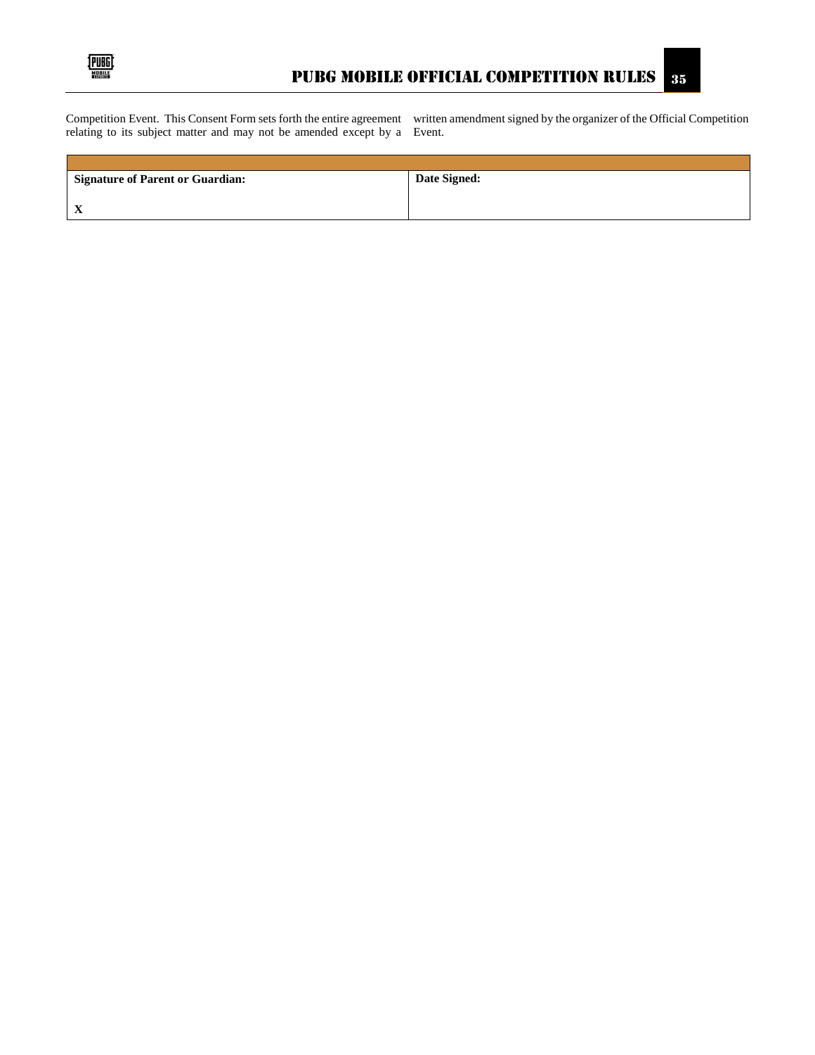Competition Event. This Consent Form sets forth the entire agreement relating to its subject matter and may not be amended except by a written amendment signed by the organizer of the Official Competition Event.

| | |
|---|---|
| **Signature of Parent or Guardian:**<br><br>**X** | **Date Signed:** |